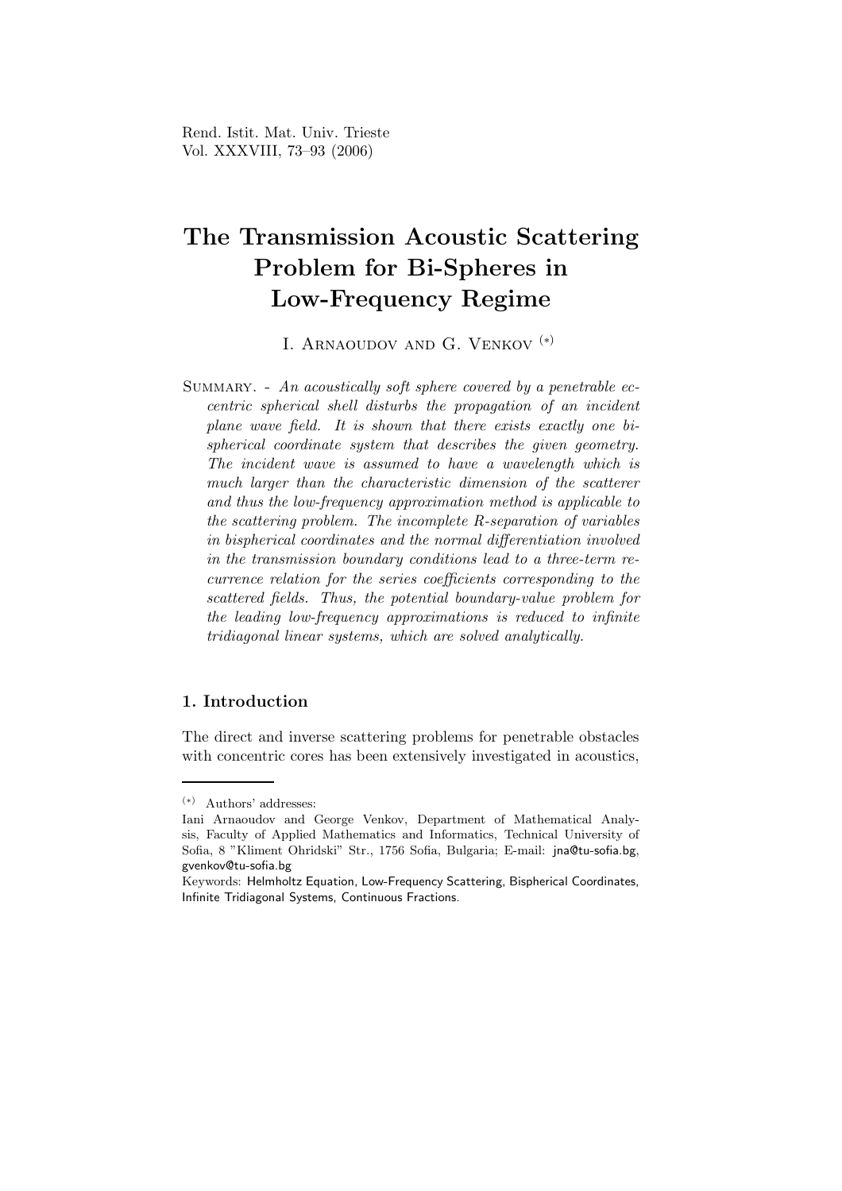# The Transmission Acoustic Scattering Problem for Bi-Spheres in Low-Frequency Regime

I. Arnaoudov and G. Venkov [(*)]

Summary. - *An acoustically soft sphere covered by a penetrable eccentric spherical shell disturbs the propagation of an incident plane wave field. It is shown that there exists exactly one bi-spherical coordinate system that describes the given geometry. The incident wave is assumed to have a wavelength which is much larger than the characteristic dimension of the scatterer and thus the low-frequency approximation method is applicable to the scattering problem. The incomplete R-separation of variables in bispherical coordinates and the normal differentiation involved in the transmission boundary conditions lead to a three-term recurrence relation for the series coefficients corresponding to the scattered fields. Thus, the potential boundary-value problem for the leading low-frequency approximations is reduced to infinite tridiagonal linear systems, which are solved analytically.*

## 1. Introduction

The direct and inverse scattering problems for penetrable obstacles with concentric cores has been extensively investigated in acoustics,

---

[(*)] Authors' addresses:
Iani Arnaoudov and George Venkov, Department of Mathematical Analysis, Faculty of Applied Mathematics and Informatics, Technical University of Sofia, 8 "Kliment Ohridski" Str., 1756 Sofia, Bulgaria; E-mail: jna@tu-sofia.bg, gvenkov@tu-sofia.bg

Keywords: Helmholtz Equation, Low-Frequency Scattering, Bispherical Coordinates, Infinite Tridiagonal Systems, Continuous Fractions.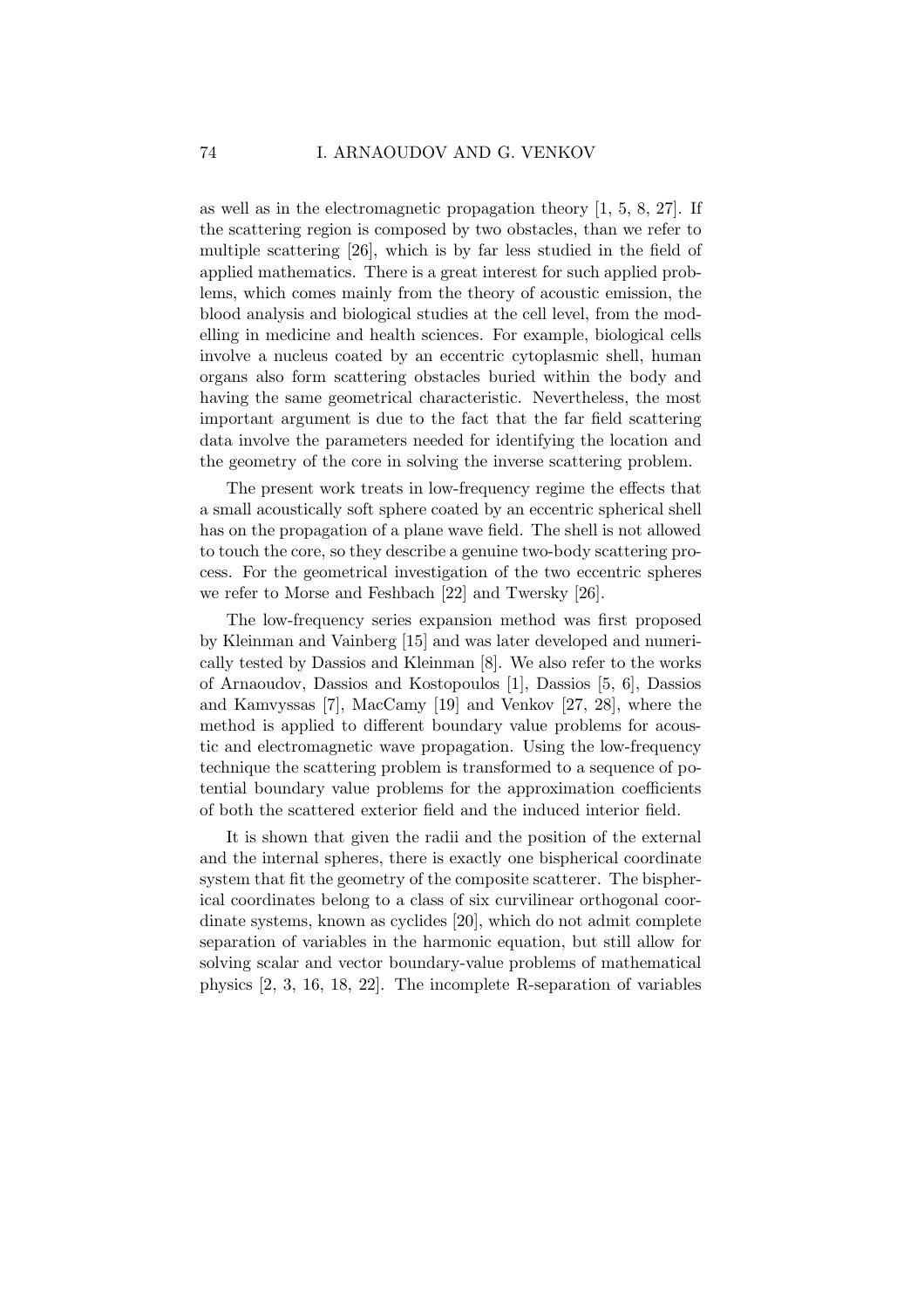as well as in the electromagnetic propagation theory [1, 5, 8, 27]. If the scattering region is composed by two obstacles, than we refer to multiple scattering [26], which is by far less studied in the field of applied mathematics. There is a great interest for such applied problems, which comes mainly from the theory of acoustic emission, the blood analysis and biological studies at the cell level, from the modelling in medicine and health sciences. For example, biological cells involve a nucleus coated by an eccentric cytoplasmic shell, human organs also form scattering obstacles buried within the body and having the same geometrical characteristic. Nevertheless, the most important argument is due to the fact that the far field scattering data involve the parameters needed for identifying the location and the geometry of the core in solving the inverse scattering problem.

The present work treats in low-frequency regime the effects that a small acoustically soft sphere coated by an eccentric spherical shell has on the propagation of a plane wave field. The shell is not allowed to touch the core, so they describe a genuine two-body scattering process. For the geometrical investigation of the two eccentric spheres we refer to Morse and Feshbach [22] and Twersky [26].

The low-frequency series expansion method was first proposed by Kleinman and Vainberg [15] and was later developed and numerically tested by Dassios and Kleinman [8]. We also refer to the works of Arnaoudov, Dassios and Kostopoulos [1], Dassios [5, 6], Dassios and Kamvyssas [7], MacCamy [19] and Venkov [27, 28], where the method is applied to different boundary value problems for acoustic and electromagnetic wave propagation. Using the low-frequency technique the scattering problem is transformed to a sequence of potential boundary value problems for the approximation coefficients of both the scattered exterior field and the induced interior field.

It is shown that given the radii and the position of the external and the internal spheres, there is exactly one bispherical coordinate system that fit the geometry of the composite scatterer. The bispherical coordinates belong to a class of six curvilinear orthogonal coordinate systems, known as cyclides [20], which do not admit complete separation of variables in the harmonic equation, but still allow for solving scalar and vector boundary-value problems of mathematical physics [2, 3, 16, 18, 22]. The incomplete R-separation of variables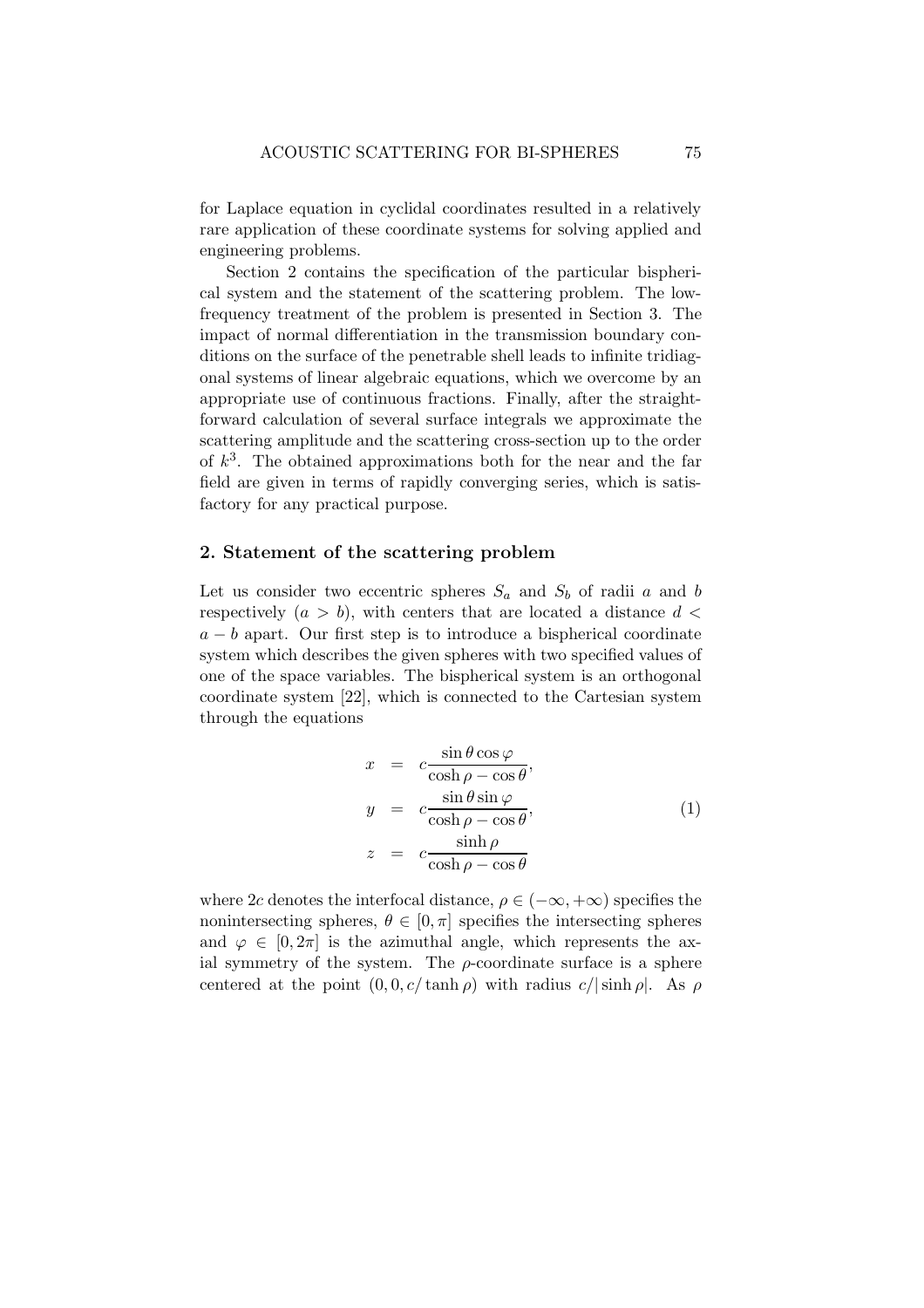for Laplace equation in cyclidal coordinates resulted in a relatively rare application of these coordinate systems for solving applied and engineering problems.

Section 2 contains the specification of the particular bispherical system and the statement of the scattering problem. The low-frequency treatment of the problem is presented in Section 3. The impact of normal differentiation in the transmission boundary conditions on the surface of the penetrable shell leads to infinite tridiagonal systems of linear algebraic equations, which we overcome by an appropriate use of continuous fractions. Finally, after the straightforward calculation of several surface integrals we approximate the scattering amplitude and the scattering cross-section up to the order of $k^3$. The obtained approximations both for the near and the far field are given in terms of rapidly converging series, which is satisfactory for any practical purpose.

## 2. Statement of the scattering problem

Let us consider two eccentric spheres $S_a$ and $S_b$ of radii $a$ and $b$ respectively ($a > b$), with centers that are located a distance $d < a - b$ apart. Our first step is to introduce a bispherical coordinate system which describes the given spheres with two specified values of one of the space variables. The bispherical system is an orthogonal coordinate system [22], which is connected to the Cartesian system through the equations

$$
\begin{aligned}
x &= c\frac{\sin\theta\cos\varphi}{\cosh\rho - \cos\theta}, \\
y &= c\frac{\sin\theta\sin\varphi}{\cosh\rho - \cos\theta}, \\
z &= c\frac{\sinh\rho}{\cosh\rho - \cos\theta}
\end{aligned}
\tag{1}
$$

where $2c$ denotes the interfocal distance, $\rho \in (-\infty, +\infty)$ specifies the nonintersecting spheres, $\theta \in [0, \pi]$ specifies the intersecting spheres and $\varphi \in [0, 2\pi]$ is the azimuthal angle, which represents the axial symmetry of the system. The $\rho$-coordinate surface is a sphere centered at the point $(0, 0, c/\tanh\rho)$ with radius $c/|\sinh\rho|$. As $\rho$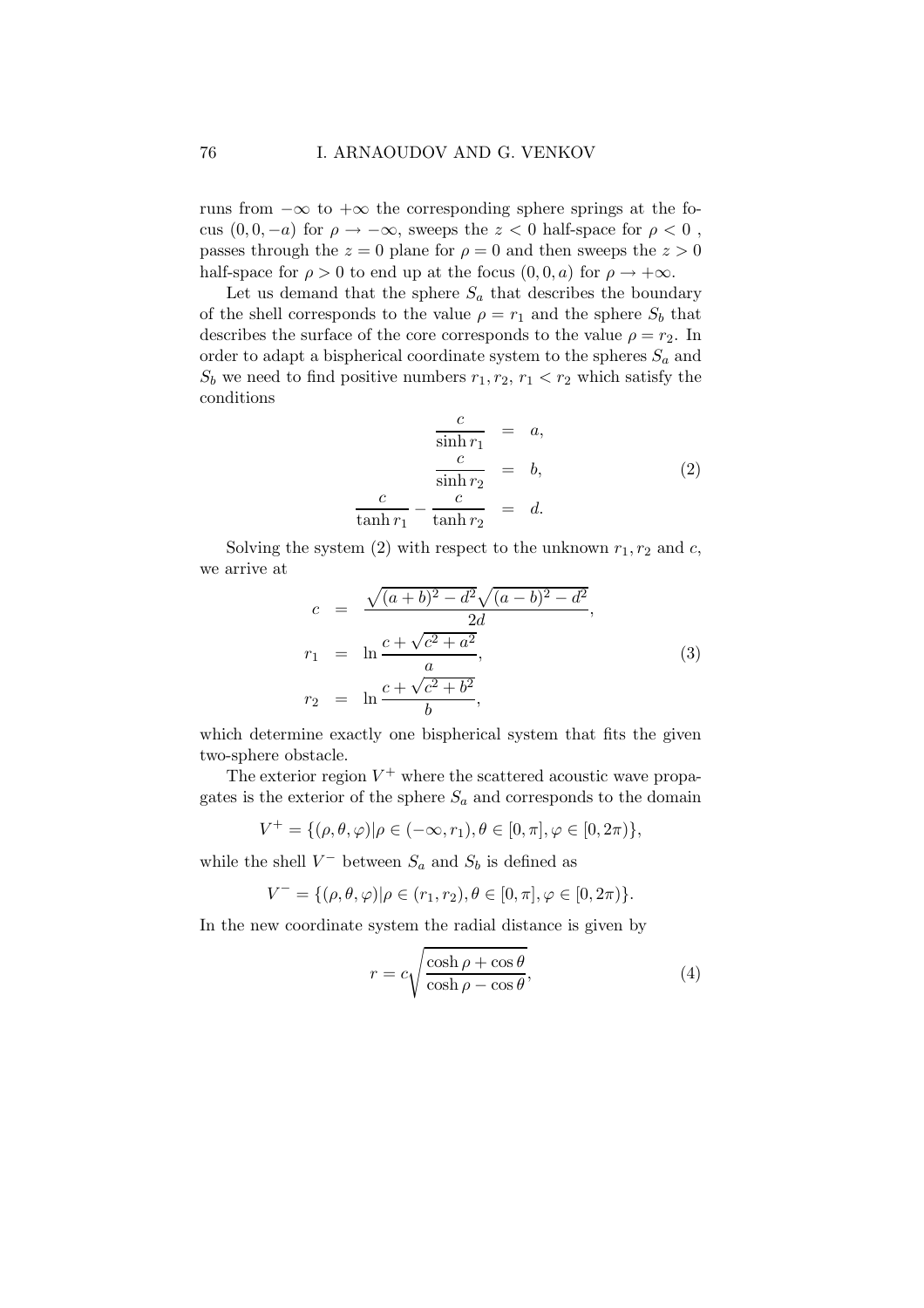runs from $-\infty$ to $+\infty$ the corresponding sphere springs at the focus $(0, 0, -a)$ for $\rho \to -\infty$, sweeps the $z < 0$ half-space for $\rho < 0$ , passes through the $z = 0$ plane for $\rho = 0$ and then sweeps the $z > 0$ half-space for $\rho > 0$ to end up at the focus $(0, 0, a)$ for $\rho \to +\infty$.

Let us demand that the sphere $S_a$ that describes the boundary of the shell corresponds to the value $\rho = r_1$ and the sphere $S_b$ that describes the surface of the core corresponds to the value $\rho = r_2$. In order to adapt a bispherical coordinate system to the spheres $S_a$ and $S_b$ we need to find positive numbers $r_1, r_2$, $r_1 < r_2$ which satisfy the conditions

$$
\begin{aligned}
\frac{c}{\sinh r_1} &= a, \\
\frac{c}{\sinh r_2} &= b, \\
\frac{c}{\tanh r_1} - \frac{c}{\tanh r_2} &= d.
\end{aligned}
\tag{2}
$$

Solving the system (2) with respect to the unknown $r_1, r_2$ and $c$, we arrive at

$$
\begin{aligned}
c &= \frac{\sqrt{(a+b)^2 - d^2}\sqrt{(a-b)^2 - d^2}}{2d}, \\
r_1 &= \ln \frac{c + \sqrt{c^2 + a^2}}{a}, \\
r_2 &= \ln \frac{c + \sqrt{c^2 + b^2}}{b},
\end{aligned}
\tag{3}
$$

which determine exactly one bispherical system that fits the given two-sphere obstacle.

The exterior region $V^+$ where the scattered acoustic wave propagates is the exterior of the sphere $S_a$ and corresponds to the domain

$$
V^+ = \{(\rho, \theta, \varphi) | \rho \in (-\infty, r_1), \theta \in [0, \pi], \varphi \in [0, 2\pi)\},
$$

while the shell $V^-$ between $S_a$ and $S_b$ is defined as

$$
V^- = \{(\rho, \theta, \varphi) | \rho \in (r_1, r_2), \theta \in [0, \pi], \varphi \in [0, 2\pi)\}.
$$

In the new coordinate system the radial distance is given by

$$
r = c\sqrt{\frac{\cosh \rho + \cos \theta}{\cosh \rho - \cos \theta}},
\tag{4}
$$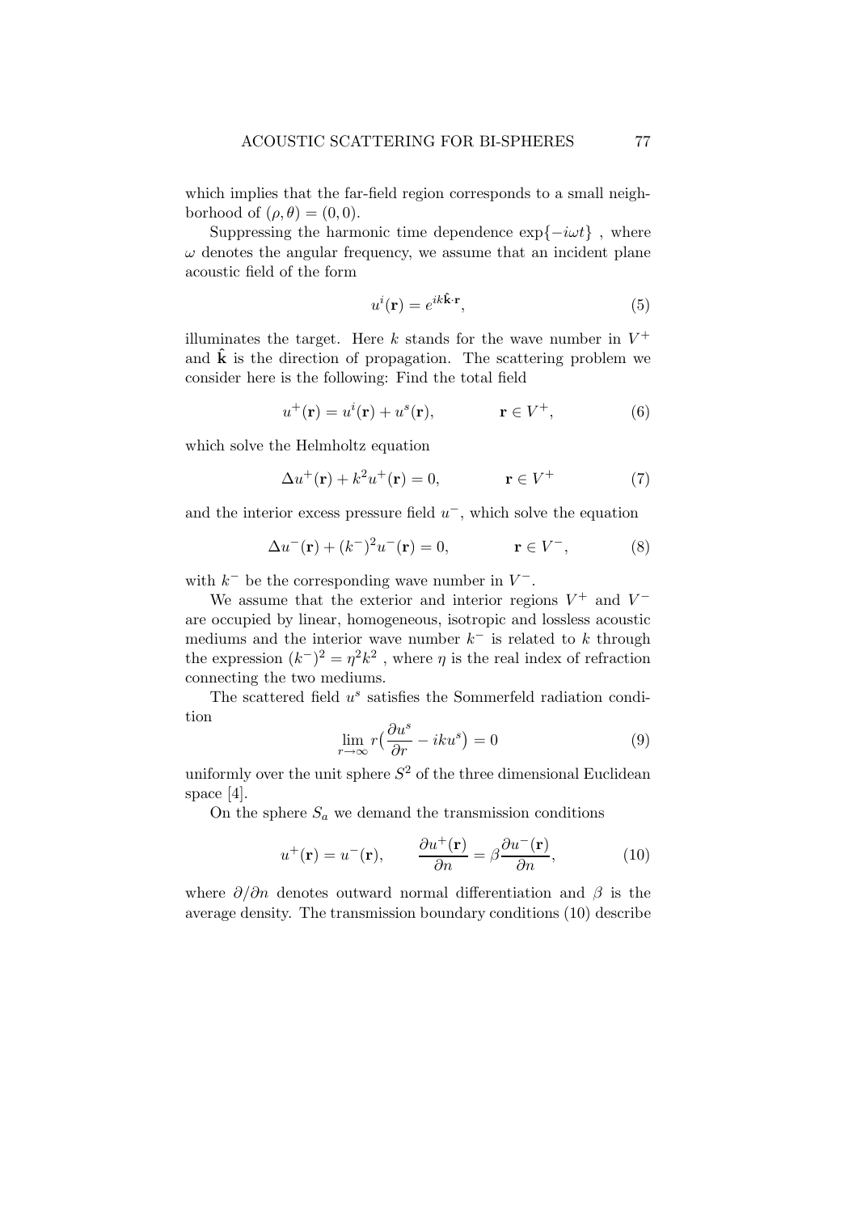which implies that the far-field region corresponds to a small neighborhood of $(\rho, \theta) = (0, 0)$.

Suppressing the harmonic time dependence $\exp\{-i\omega t\}$ , where $\omega$ denotes the angular frequency, we assume that an incident plane acoustic field of the form

$$u^i(\mathbf{r}) = e^{ik\hat{\mathbf{k}}\cdot\mathbf{r}}, \tag{5}$$

illuminates the target. Here $k$ stands for the wave number in $V^+$ and $\hat{\mathbf{k}}$ is the direction of propagation. The scattering problem we consider here is the following: Find the total field

$$u^+(\mathbf{r}) = u^i(\mathbf{r}) + u^s(\mathbf{r}), \qquad \mathbf{r} \in V^+, \tag{6}$$

which solve the Helmholtz equation

$$\Delta u^+(\mathbf{r}) + k^2 u^+(\mathbf{r}) = 0, \qquad \mathbf{r} \in V^+ \tag{7}$$

and the interior excess pressure field $u^-$, which solve the equation

$$\Delta u^-(\mathbf{r}) + (k^-)^2 u^-(\mathbf{r}) = 0, \qquad \mathbf{r} \in V^-, \tag{8}$$

with $k^-$ be the corresponding wave number in $V^-$.

We assume that the exterior and interior regions $V^+$ and $V^-$ are occupied by linear, homogeneous, isotropic and lossless acoustic mediums and the interior wave number $k^-$ is related to $k$ through the expression $(k^-)^2 = \eta^2 k^2$ , where $\eta$ is the real index of refraction connecting the two mediums.

The scattered field $u^s$ satisfies the Sommerfeld radiation condition

$$\lim_{r\to\infty} r\big(\frac{\partial u^s}{\partial r} - iku^s\big) = 0 \tag{9}$$

uniformly over the unit sphere $S^2$ of the three dimensional Euclidean space [4].

On the sphere $S_a$ we demand the transmission conditions

$$u^+(\mathbf{r}) = u^-(\mathbf{r}), \qquad \frac{\partial u^+(\mathbf{r})}{\partial n} = \beta \frac{\partial u^-(\mathbf{r})}{\partial n}, \tag{10}$$

where $\partial/\partial n$ denotes outward normal differentiation and $\beta$ is the average density. The transmission boundary conditions (10) describe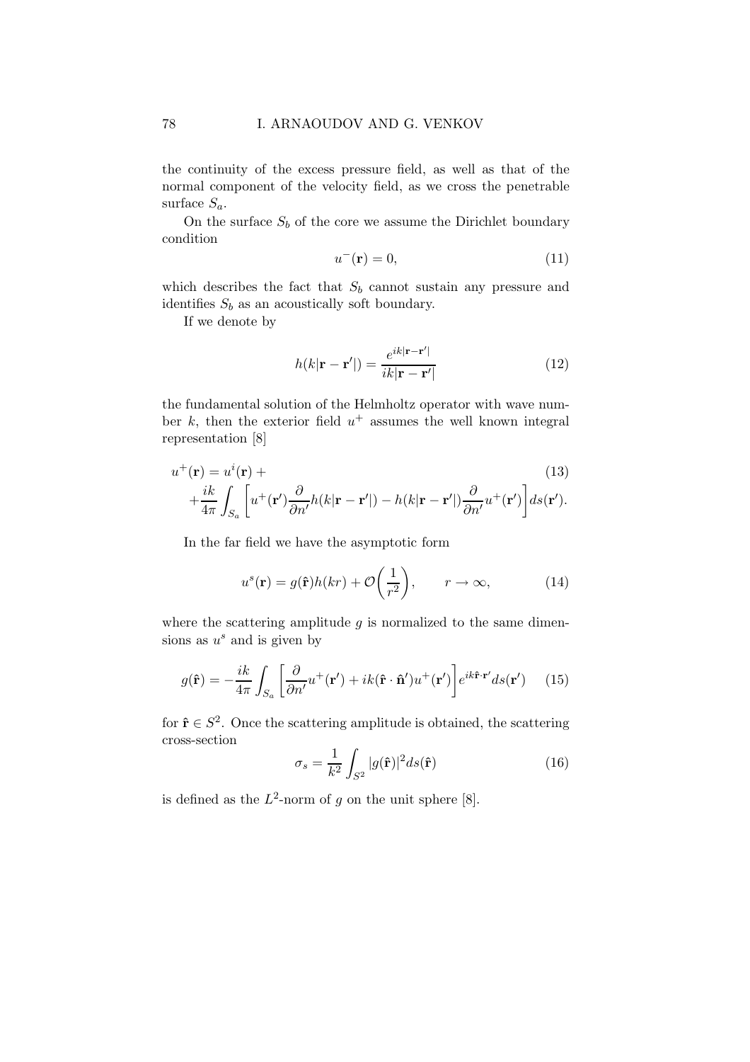the continuity of the excess pressure field, as well as that of the normal component of the velocity field, as we cross the penetrable surface $S_a$.

On the surface $S_b$ of the core we assume the Dirichlet boundary condition

$$u^-(\mathbf{r}) = 0, \tag{11}$$

which describes the fact that $S_b$ cannot sustain any pressure and identifies $S_b$ as an acoustically soft boundary.

If we denote by

$$h(k|\mathbf{r}-\mathbf{r}'|) = \frac{e^{ik|\mathbf{r}-\mathbf{r}'|}}{ik|\mathbf{r}-\mathbf{r}'|} \tag{12}$$

the fundamental solution of the Helmholtz operator with wave number $k$, then the exterior field $u^+$ assumes the well known integral representation [8]

$$u^+(\mathbf{r}) = u^i(\mathbf{r}) + \\ + \frac{ik}{4\pi}\int_{S_a}\left[u^+(\mathbf{r}')\frac{\partial}{\partial n'}h(k|\mathbf{r}-\mathbf{r}'|) - h(k|\mathbf{r}-\mathbf{r}'|)\frac{\partial}{\partial n'}u^+(\mathbf{r}')\right]ds(\mathbf{r}'). \tag{13}$$

In the far field we have the asymptotic form

$$u^s(\mathbf{r}) = g(\hat{\mathbf{r}})h(kr) + \mathcal{O}\left(\frac{1}{r^2}\right), \qquad r \to \infty, \tag{14}$$

where the scattering amplitude $g$ is normalized to the same dimensions as $u^s$ and is given by

$$g(\hat{\mathbf{r}}) = -\frac{ik}{4\pi}\int_{S_a}\left[\frac{\partial}{\partial n'}u^+(\mathbf{r}') + ik(\hat{\mathbf{r}}\cdot\hat{\mathbf{n}}')u^+(\mathbf{r}')\right]e^{ik\hat{\mathbf{r}}\cdot\mathbf{r}'}ds(\mathbf{r}') \tag{15}$$

for $\hat{\mathbf{r}} \in S^2$. Once the scattering amplitude is obtained, the scattering cross-section

$$\sigma_s = \frac{1}{k^2}\int_{S^2}|g(\hat{\mathbf{r}})|^2 ds(\hat{\mathbf{r}}) \tag{16}$$

is defined as the $L^2$-norm of $g$ on the unit sphere [8].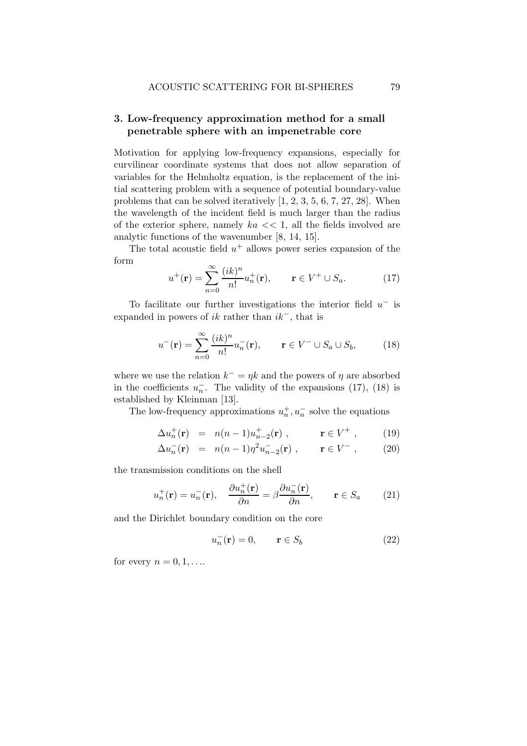## 3. Low-frequency approximation method for a small penetrable sphere with an impenetrable core

Motivation for applying low-frequency expansions, especially for curvilinear coordinate systems that does not allow separation of variables for the Helmholtz equation, is the replacement of the initial scattering problem with a sequence of potential boundary-value problems that can be solved iteratively [1, 2, 3, 5, 6, 7, 27, 28]. When the wavelength of the incident field is much larger than the radius of the exterior sphere, namely $ka << 1$, all the fields involved are analytic functions of the wavenumber [8, 14, 15].

The total acoustic field $u^+$ allows power series expansion of the form

$$u^+(\mathbf{r}) = \sum_{n=0}^{\infty} \frac{(ik)^n}{n!} u_n^+(\mathbf{r}), \qquad \mathbf{r} \in V^+ \cup S_a. \tag{17}$$

To facilitate our further investigations the interior field $u^-$ is expanded in powers of $ik$ rather than $ik^-$, that is

$$u^-(\mathbf{r}) = \sum_{n=0}^{\infty} \frac{(ik)^n}{n!} u_n^-(\mathbf{r}), \qquad \mathbf{r} \in V^- \cup S_a \cup S_b, \tag{18}$$

where we use the relation $k^- = \eta k$ and the powers of $\eta$ are absorbed in the coefficients $u_n^-$. The validity of the expansions (17), (18) is established by Kleinman [13].

The low-frequency approximations $u_n^+, u_n^-$ solve the equations

$$\Delta u_n^+(\mathbf{r}) = n(n-1) u_{n-2}^+(\mathbf{r}), \qquad \mathbf{r} \in V^+, \tag{19}$$

$$\Delta u_n^-(\mathbf{r}) = n(n-1) \eta^2 u_{n-2}^-(\mathbf{r}), \qquad \mathbf{r} \in V^-, \tag{20}$$

the transmission conditions on the shell

$$u_n^+(\mathbf{r}) = u_n^-(\mathbf{r}), \quad \frac{\partial u_n^+(\mathbf{r})}{\partial n} = \beta \frac{\partial u_n^-(\mathbf{r})}{\partial n}, \qquad \mathbf{r} \in S_a \tag{21}$$

and the Dirichlet boundary condition on the core

$$u_n^-(\mathbf{r}) = 0, \qquad \mathbf{r} \in S_b \tag{22}$$

for every $n = 0, 1, \ldots$.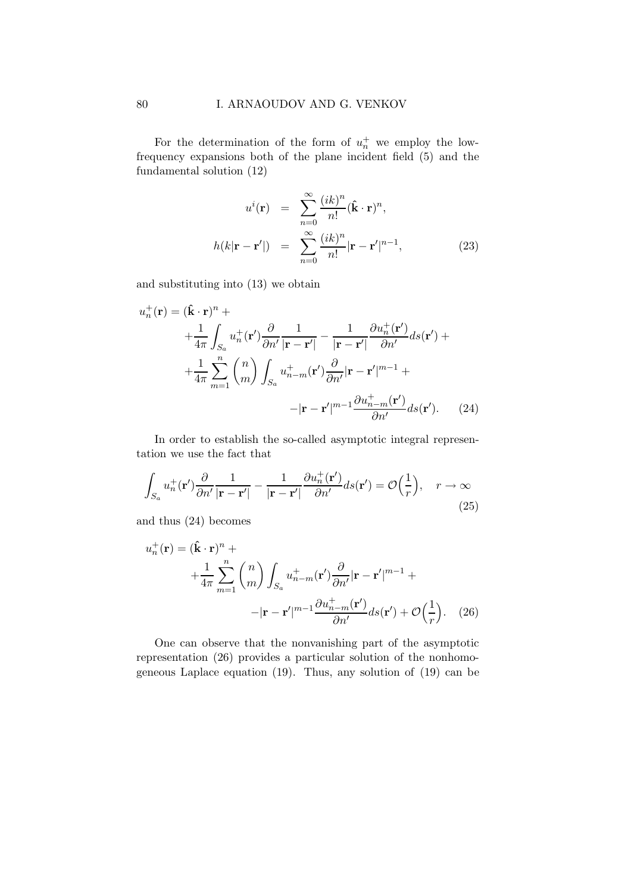For the determination of the form of $u_n^+$ we employ the low-frequency expansions both of the plane incident field (5) and the fundamental solution (12)

$$
\begin{aligned}
u^i(\mathbf{r}) &= \sum_{n=0}^{\infty} \frac{(ik)^n}{n!} (\hat{\mathbf{k}} \cdot \mathbf{r})^n, \\
h(k|\mathbf{r}-\mathbf{r}'|) &= \sum_{n=0}^{\infty} \frac{(ik)^n}{n!} |\mathbf{r}-\mathbf{r}'|^{n-1},
\end{aligned}
\tag{23}
$$

and substituting into (13) we obtain

$$
\begin{aligned}
u_n^+(\mathbf{r}) = (\hat{\mathbf{k}} \cdot \mathbf{r})^n &+ \\
&+ \frac{1}{4\pi} \int_{S_a} u_n^+(\mathbf{r}') \frac{\partial}{\partial n'} \frac{1}{|\mathbf{r}-\mathbf{r}'|} - \frac{1}{|\mathbf{r}-\mathbf{r}'|} \frac{\partial u_n^+(\mathbf{r}')}{\partial n'} ds(\mathbf{r}') + \\
&+ \frac{1}{4\pi} \sum_{m=1}^{n} \binom{n}{m} \int_{S_a} u_{n-m}^+(\mathbf{r}') \frac{\partial}{\partial n'} |\mathbf{r}-\mathbf{r}'|^{m-1} + \\
&\qquad - |\mathbf{r}-\mathbf{r}'|^{m-1} \frac{\partial u_{n-m}^+(\mathbf{r}')}{\partial n'} ds(\mathbf{r}').
\end{aligned}
\tag{24}
$$

In order to establish the so-called asymptotic integral representation we use the fact that

$$
\int_{S_a} u_n^+(\mathbf{r}') \frac{\partial}{\partial n'} \frac{1}{|\mathbf{r}-\mathbf{r}'|} - \frac{1}{|\mathbf{r}-\mathbf{r}'|} \frac{\partial u_n^+(\mathbf{r}')}{\partial n'} ds(\mathbf{r}') = \mathcal{O}\Big(\frac{1}{r}\Big), \quad r \to \infty
\tag{25}
$$

and thus (24) becomes

$$
\begin{aligned}
u_n^+(\mathbf{r}) = (\hat{\mathbf{k}} \cdot \mathbf{r})^n &+ \\
&+ \frac{1}{4\pi} \sum_{m=1}^{n} \binom{n}{m} \int_{S_a} u_{n-m}^+(\mathbf{r}') \frac{\partial}{\partial n'} |\mathbf{r}-\mathbf{r}'|^{m-1} + \\
&\qquad - |\mathbf{r}-\mathbf{r}'|^{m-1} \frac{\partial u_{n-m}^+(\mathbf{r}')}{\partial n'} ds(\mathbf{r}') + \mathcal{O}\Big(\frac{1}{r}\Big).
\end{aligned}
\tag{26}
$$

One can observe that the nonvanishing part of the asymptotic representation (26) provides a particular solution of the nonhomogeneous Laplace equation (19). Thus, any solution of (19) can be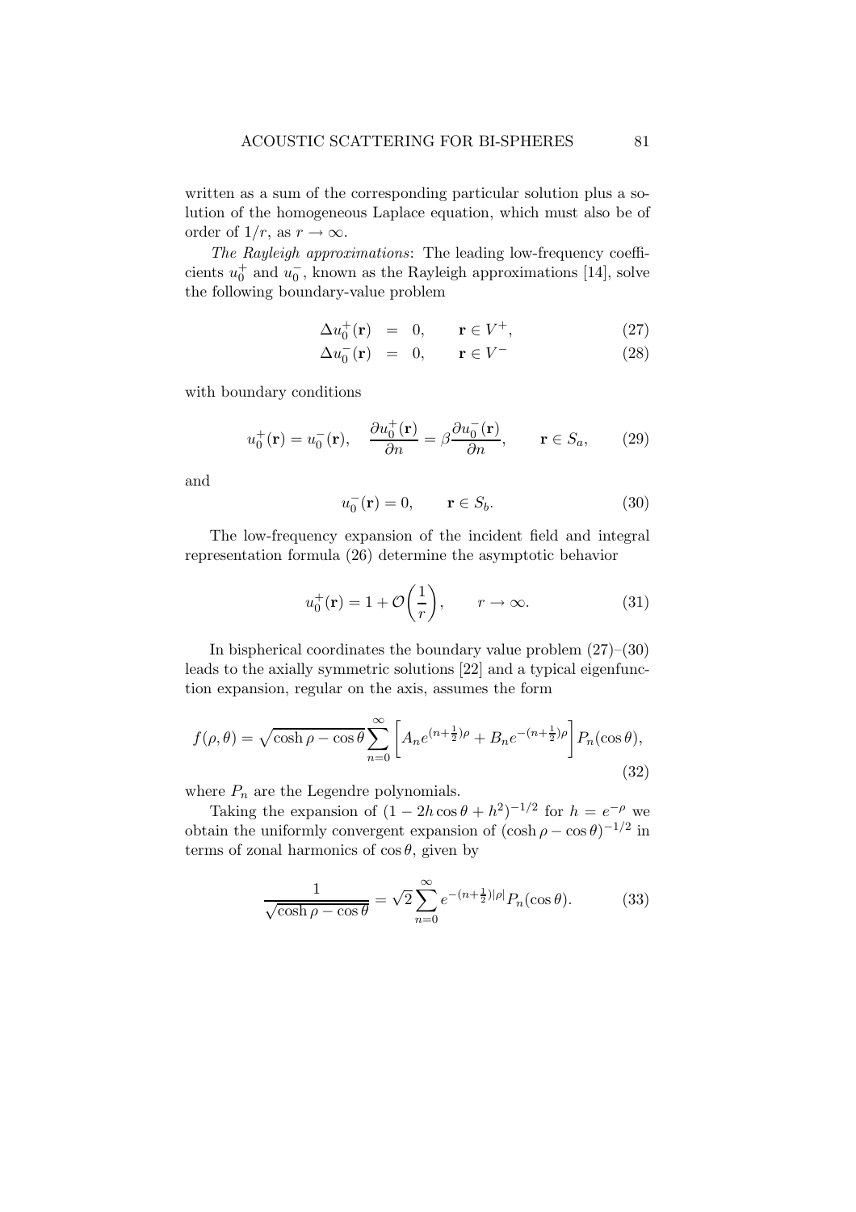written as a sum of the corresponding particular solution plus a solution of the homogeneous Laplace equation, which must also be of order of $1/r$, as $r \to \infty$.

*The Rayleigh approximations*: The leading low-frequency coefficients $u_0^+$ and $u_0^-$, known as the Rayleigh approximations [14], solve the following boundary-value problem

$$\Delta u_0^+(\mathbf{r}) = 0, \qquad \mathbf{r} \in V^+, \tag{27}$$

$$\Delta u_0^-(\mathbf{r}) = 0, \qquad \mathbf{r} \in V^- \tag{28}$$

with boundary conditions

$$u_0^+(\mathbf{r}) = u_0^-(\mathbf{r}), \quad \frac{\partial u_0^+(\mathbf{r})}{\partial n} = \beta \frac{\partial u_0^-(\mathbf{r})}{\partial n}, \qquad \mathbf{r} \in S_a, \tag{29}$$

and

$$u_0^-(\mathbf{r}) = 0, \qquad \mathbf{r} \in S_b. \tag{30}$$

The low-frequency expansion of the incident field and integral representation formula (26) determine the asymptotic behavior

$$u_0^+(\mathbf{r}) = 1 + \mathcal{O}\left(\frac{1}{r}\right), \qquad r \to \infty. \tag{31}$$

In bispherical coordinates the boundary value problem (27)–(30) leads to the axially symmetric solutions [22] and a typical eigenfunction expansion, regular on the axis, assumes the form

$$f(\rho, \theta) = \sqrt{\cosh \rho - \cos \theta} \sum_{n=0}^{\infty} \left[ A_n e^{(n+\frac{1}{2})\rho} + B_n e^{-(n+\frac{1}{2})\rho} \right] P_n(\cos \theta), \tag{32}$$

where $P_n$ are the Legendre polynomials.

Taking the expansion of $(1 - 2h\cos\theta + h^2)^{-1/2}$ for $h = e^{-\rho}$ we obtain the uniformly convergent expansion of $(\cosh \rho - \cos \theta)^{-1/2}$ in terms of zonal harmonics of $\cos\theta$, given by

$$\frac{1}{\sqrt{\cosh \rho - \cos \theta}} = \sqrt{2} \sum_{n=0}^{\infty} e^{-(n+\frac{1}{2})|\rho|} P_n(\cos \theta). \tag{33}$$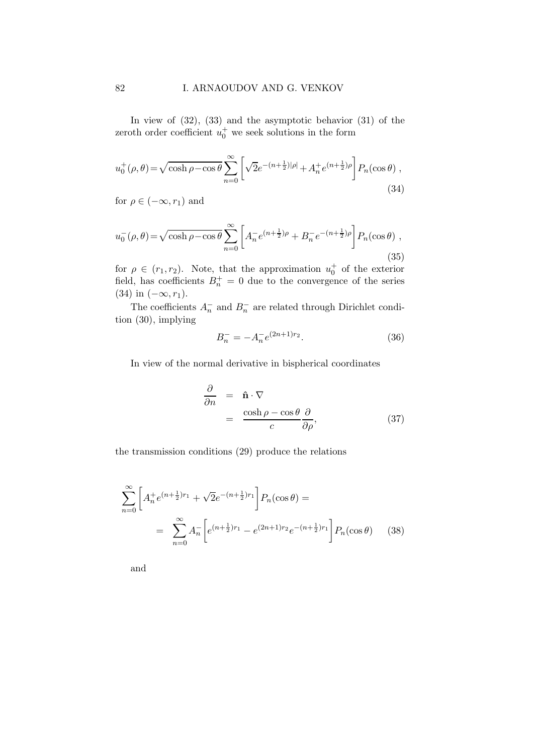In view of (32), (33) and the asymptotic behavior (31) of the zeroth order coefficient $u_0^+$ we seek solutions in the form

$$u_0^+(\rho,\theta)=\sqrt{\cosh\rho-\cos\theta}\sum_{n=0}^{\infty}\left[\sqrt{2}e^{-(n+\frac{1}{2})|\rho|}+A_n^+e^{(n+\frac{1}{2})\rho}\right]P_n(\cos\theta)\ , \tag{34}$$

for $\rho\in(-\infty,r_1)$ and

$$u_0^-(\rho,\theta)=\sqrt{\cosh\rho-\cos\theta}\sum_{n=0}^{\infty}\left[A_n^-e^{(n+\frac{1}{2})\rho}+B_n^-e^{-(n+\frac{1}{2})\rho}\right]P_n(\cos\theta)\ , \tag{35}$$

for $\rho\in(r_1,r_2)$. Note, that the approximation $u_0^+$ of the exterior field, has coefficients $B_n^+=0$ due to the convergence of the series (34) in $(-\infty,r_1)$.

The coefficients $A_n^-$ and $B_n^-$ are related through Dirichlet condition (30), implying

$$B_n^-=-A_n^-e^{(2n+1)r_2}. \tag{36}$$

In view of the normal derivative in bispherical coordinates

$$\begin{aligned}\frac{\partial}{\partial n} &= \hat{\mathbf{n}}\cdot\nabla \\ &= \frac{\cosh\rho-\cos\theta}{c}\frac{\partial}{\partial\rho},\end{aligned} \tag{37}$$

the transmission conditions (29) produce the relations

$$\begin{aligned}\sum_{n=0}^{\infty}&\left[A_n^+e^{(n+\frac{1}{2})r_1}+\sqrt{2}e^{-(n+\frac{1}{2})r_1}\right]P_n(\cos\theta)= \\ &= \sum_{n=0}^{\infty}A_n^-\left[e^{(n+\frac{1}{2})r_1}-e^{(2n+1)r_2}e^{-(n+\frac{1}{2})r_1}\right]P_n(\cos\theta)\end{aligned} \tag{38}$$

and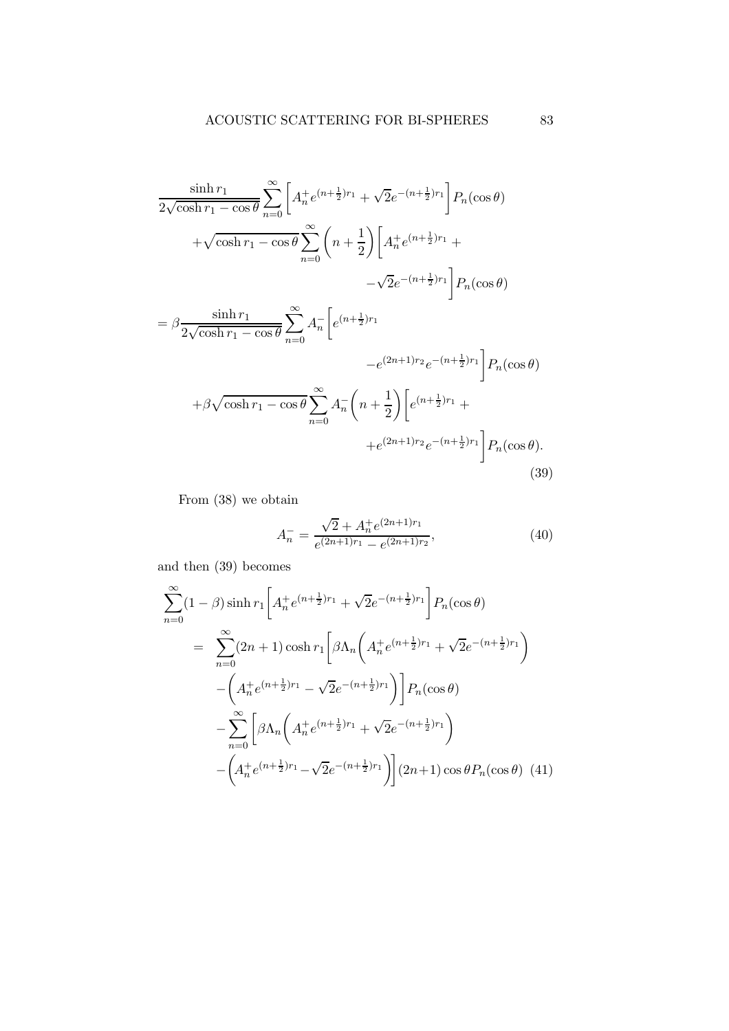$$
\begin{aligned}
&\frac{\sinh r_1}{2\sqrt{\cosh r_1 - \cos\theta}} \sum_{n=0}^{\infty} \left[ A_n^+ e^{(n+\frac{1}{2})r_1} + \sqrt{2} e^{-(n+\frac{1}{2})r_1} \right] P_n(\cos\theta) \\
&\quad + \sqrt{\cosh r_1 - \cos\theta} \sum_{n=0}^{\infty} \left( n + \frac{1}{2} \right) \left[ A_n^+ e^{(n+\frac{1}{2})r_1} + \right. \\
&\qquad\qquad \left. -\sqrt{2} e^{-(n+\frac{1}{2})r_1} \right] P_n(\cos\theta) \\
&= \beta \frac{\sinh r_1}{2\sqrt{\cosh r_1 - \cos\theta}} \sum_{n=0}^{\infty} A_n^- \left[ e^{(n+\frac{1}{2})r_1} \right. \\
&\qquad\qquad \left. - e^{(2n+1)r_2} e^{-(n+\frac{1}{2})r_1} \right] P_n(\cos\theta) \\
&\quad + \beta \sqrt{\cosh r_1 - \cos\theta} \sum_{n=0}^{\infty} A_n^- \left( n + \frac{1}{2} \right) \left[ e^{(n+\frac{1}{2})r_1} + \right. \\
&\qquad\qquad \left. + e^{(2n+1)r_2} e^{-(n+\frac{1}{2})r_1} \right] P_n(\cos\theta).
\end{aligned} \tag{39}
$$

From (38) we obtain

$$
A_n^- = \frac{\sqrt{2} + A_n^+ e^{(2n+1)r_1}}{e^{(2n+1)r_1} - e^{(2n+1)r_2}}, \tag{40}
$$

and then (39) becomes

$$
\begin{aligned}
&\sum_{n=0}^{\infty} (1-\beta) \sinh r_1 \left[ A_n^+ e^{(n+\frac{1}{2})r_1} + \sqrt{2} e^{-(n+\frac{1}{2})r_1} \right] P_n(\cos\theta) \\
&\quad = \sum_{n=0}^{\infty} (2n+1) \cosh r_1 \left[ \beta \Lambda_n \left( A_n^+ e^{(n+\frac{1}{2})r_1} + \sqrt{2} e^{-(n+\frac{1}{2})r_1} \right) \right. \\
&\qquad \left. - \left( A_n^+ e^{(n+\frac{1}{2})r_1} - \sqrt{2} e^{-(n+\frac{1}{2})r_1} \right) \right] P_n(\cos\theta) \\
&\qquad - \sum_{n=0}^{\infty} \left[ \beta \Lambda_n \left( A_n^+ e^{(n+\frac{1}{2})r_1} + \sqrt{2} e^{-(n+\frac{1}{2})r_1} \right) \right. \\
&\qquad \left. - \left( A_n^+ e^{(n+\frac{1}{2})r_1} - \sqrt{2} e^{-(n+\frac{1}{2})r_1} \right) \right] (2n+1) \cos\theta P_n(\cos\theta)
\end{aligned} \tag{41}
$$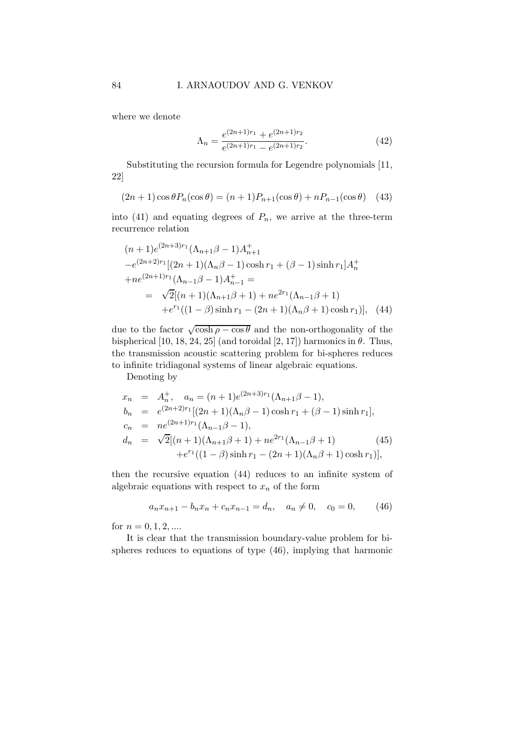where we denote

$$\Lambda_n = \frac{e^{(2n+1)r_1} + e^{(2n+1)r_2}}{e^{(2n+1)r_1} - e^{(2n+1)r_2}}. \tag{42}$$

Substituting the recursion formula for Legendre polynomials [11, 22]

$$(2n+1)\cos\theta P_n(\cos\theta) = (n+1)P_{n+1}(\cos\theta) + nP_{n-1}(\cos\theta) \tag{43}$$

into (41) and equating degrees of $P_n$, we arrive at the three-term recurrence relation

$$\begin{aligned}
&(n+1)e^{(2n+3)r_1}(\Lambda_{n+1}\beta - 1)A^+_{n+1} \\
&-e^{(2n+2)r_1}[(2n+1)(\Lambda_n\beta - 1)\cosh r_1 + (\beta - 1)\sinh r_1]A^+_n \\
&+ne^{(2n+1)r_1}(\Lambda_{n-1}\beta - 1)A^+_{n-1} = \\
&\quad = \sqrt{2}[(n+1)(\Lambda_{n+1}\beta + 1) + ne^{2r_1}(\Lambda_{n-1}\beta + 1) \\
&\qquad +e^{r_1}((1-\beta)\sinh r_1 - (2n+1)(\Lambda_n\beta + 1)\cosh r_1)],
\end{aligned} \tag{44}$$

due to the factor $\sqrt{\cosh\rho - \cos\theta}$ and the non-orthogonality of the bispherical [10, 18, 24, 25] (and toroidal [2, 17]) harmonics in $\theta$. Thus, the transmission acoustic scattering problem for bi-spheres reduces to infinite tridiagonal systems of linear algebraic equations.

Denoting by

$$\begin{aligned}
x_n &= A^+_n, \quad a_n = (n+1)e^{(2n+3)r_1}(\Lambda_{n+1}\beta - 1), \\
b_n &= e^{(2n+2)r_1}[(2n+1)(\Lambda_n\beta - 1)\cosh r_1 + (\beta - 1)\sinh r_1], \\
c_n &= ne^{(2n+1)r_1}(\Lambda_{n-1}\beta - 1), \\
d_n &= \sqrt{2}[(n+1)(\Lambda_{n+1}\beta + 1) + ne^{2r_1}(\Lambda_{n-1}\beta + 1) \\
&\qquad +e^{r_1}((1-\beta)\sinh r_1 - (2n+1)(\Lambda_n\beta + 1)\cosh r_1)],
\end{aligned} \tag{45}$$

then the recursive equation (44) reduces to an infinite system of algebraic equations with respect to $x_n$ of the form

$$a_n x_{n+1} - b_n x_n + c_n x_{n-1} = d_n, \quad a_n \neq 0, \quad c_0 = 0, \tag{46}$$

for $n = 0, 1, 2, \ldots$.

It is clear that the transmission boundary-value problem for bi-spheres reduces to equations of type (46), implying that harmonic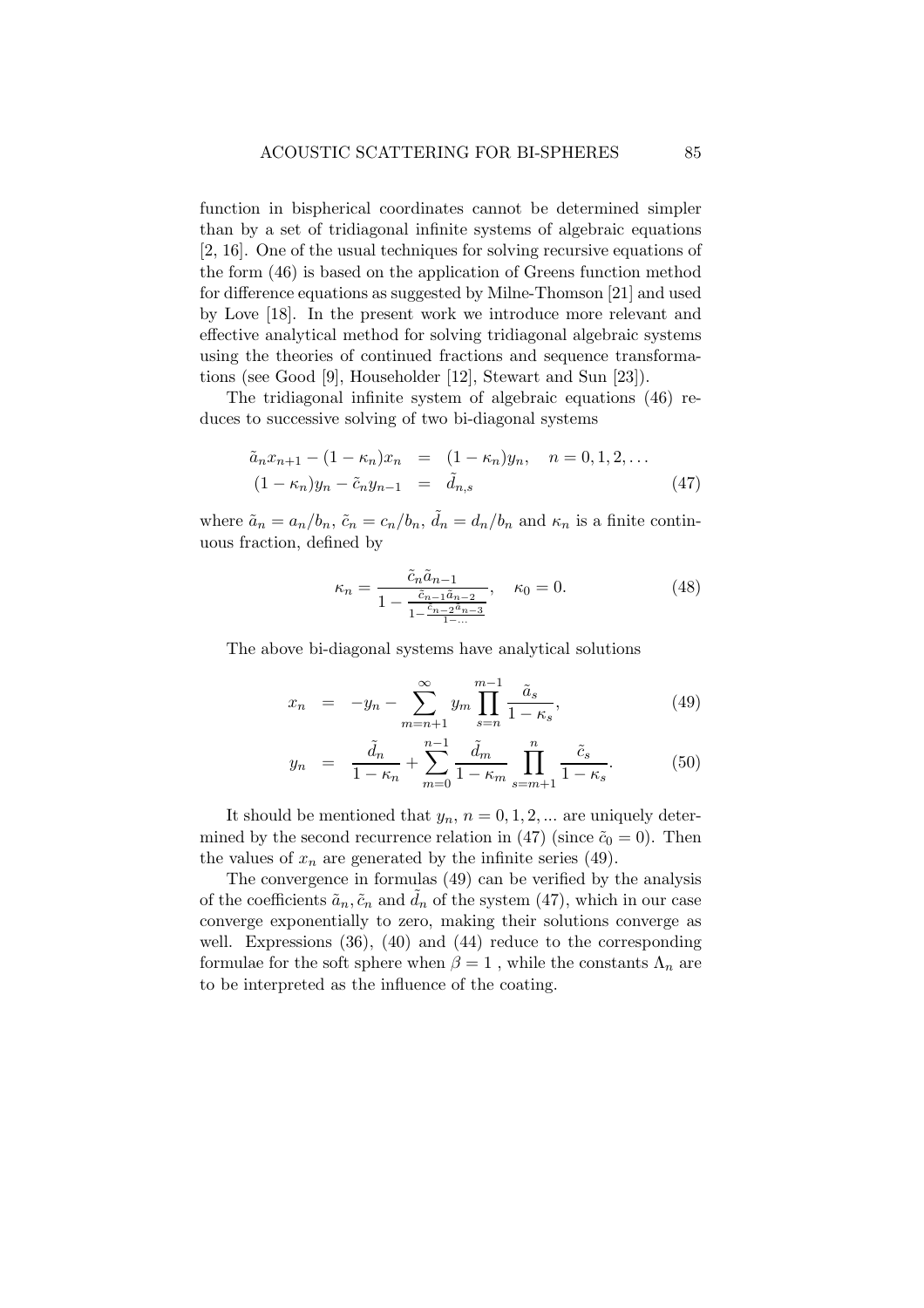function in bispherical coordinates cannot be determined simpler than by a set of tridiagonal infinite systems of algebraic equations [2, 16]. One of the usual techniques for solving recursive equations of the form (46) is based on the application of Greens function method for difference equations as suggested by Milne-Thomson [21] and used by Love [18]. In the present work we introduce more relevant and effective analytical method for solving tridiagonal algebraic systems using the theories of continued fractions and sequence transformations (see Good [9], Householder [12], Stewart and Sun [23]).

The tridiagonal infinite system of algebraic equations (46) reduces to successive solving of two bi-diagonal systems

$$
\begin{aligned}
\tilde{a}_n x_{n+1} - (1-\kappa_n) x_n &= (1-\kappa_n) y_n, \quad n = 0, 1, 2, \ldots \\
(1-\kappa_n) y_n - \tilde{c}_n y_{n-1} &= \tilde{d}_{n,s}
\end{aligned}
\tag{47}
$$

where $\tilde{a}_n = a_n/b_n$, $\tilde{c}_n = c_n/b_n$, $\tilde{d}_n = d_n/b_n$ and $\kappa_n$ is a finite continuous fraction, defined by

$$
\kappa_n = \frac{\tilde{c}_n \tilde{a}_{n-1}}{1 - \frac{\tilde{c}_{n-1}\tilde{a}_{n-2}}{1 - \frac{\tilde{c}_{n-2}\tilde{a}_{n-3}}{1 - \ldots}}}, \quad \kappa_0 = 0. \tag{48}
$$

The above bi-diagonal systems have analytical solutions

$$
x_n = -y_n - \sum_{m=n+1}^{\infty} y_m \prod_{s=n}^{m-1} \frac{\tilde{a}_s}{1-\kappa_s}, \tag{49}
$$

$$
y_n = \frac{\tilde{d}_n}{1-\kappa_n} + \sum_{m=0}^{n-1} \frac{\tilde{d}_m}{1-\kappa_m} \prod_{s=m+1}^{n} \frac{\tilde{c}_s}{1-\kappa_s}. \tag{50}
$$

It should be mentioned that $y_n$, $n = 0, 1, 2, ...$ are uniquely determined by the second recurrence relation in (47) (since $\tilde{c}_0 = 0$). Then the values of $x_n$ are generated by the infinite series (49).

The convergence in formulas (49) can be verified by the analysis of the coefficients $\tilde{a}_n, \tilde{c}_n$ and $\tilde{d}_n$ of the system (47), which in our case converge exponentially to zero, making their solutions converge as well. Expressions (36), (40) and (44) reduce to the corresponding formulae for the soft sphere when $\beta = 1$ , while the constants $\Lambda_n$ are to be interpreted as the influence of the coating.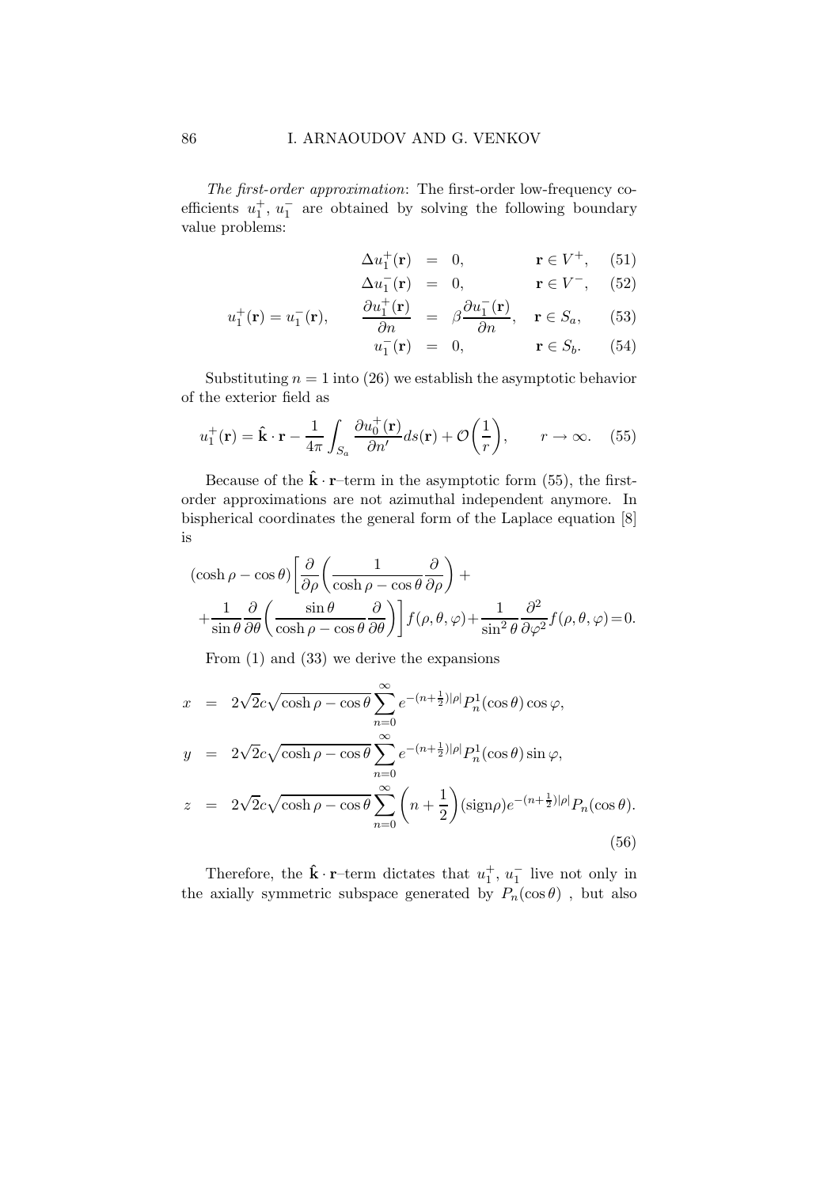*The first-order approximation*: The first-order low-frequency coefficients $u_1^+$, $u_1^-$ are obtained by solving the following boundary value problems:

$$
\begin{aligned}
\Delta u_1^+(\mathbf{r}) &= 0, && \mathbf{r} \in V^+, && (51)\\
\Delta u_1^-(\mathbf{r}) &= 0, && \mathbf{r} \in V^-, && (52)\\
u_1^+(\mathbf{r}) = u_1^-(\mathbf{r}), \qquad \frac{\partial u_1^+(\mathbf{r})}{\partial n} &= \beta \frac{\partial u_1^-(\mathbf{r})}{\partial n}, && \mathbf{r} \in S_a, && (53)\\
u_1^-(\mathbf{r}) &= 0, && \mathbf{r} \in S_b. && (54)
\end{aligned}
$$

Substituting $n = 1$ into (26) we establish the asymptotic behavior of the exterior field as

$$
u_1^+(\mathbf{r}) = \hat{\mathbf{k}} \cdot \mathbf{r} - \frac{1}{4\pi} \int_{S_a} \frac{\partial u_0^+(\mathbf{r})}{\partial n'} ds(\mathbf{r}) + \mathcal{O}\left(\frac{1}{r}\right), \qquad r \to \infty. \quad (55)
$$

Because of the $\hat{\mathbf{k}} \cdot \mathbf{r}$–term in the asymptotic form (55), the first-order approximations are not azimuthal independent anymore. In bispherical coordinates the general form of the Laplace equation [8] is

$$
(\cosh\rho - \cos\theta)\left[\frac{\partial}{\partial \rho}\left(\frac{1}{\cosh\rho - \cos\theta}\frac{\partial}{\partial \rho}\right) + \right.
$$
$$
\left. + \frac{1}{\sin\theta}\frac{\partial}{\partial \theta}\left(\frac{\sin\theta}{\cosh\rho - \cos\theta}\frac{\partial}{\partial \theta}\right)\right] f(\rho,\theta,\varphi) + \frac{1}{\sin^2\theta}\frac{\partial^2}{\partial \varphi^2} f(\rho,\theta,\varphi) = 0.
$$

From (1) and (33) we derive the expansions

$$
\begin{aligned}
x &= 2\sqrt{2}c\sqrt{\cosh\rho - \cos\theta}\sum_{n=0}^{\infty} e^{-(n+\frac{1}{2})|\rho|} P_n^1(\cos\theta)\cos\varphi,\\
y &= 2\sqrt{2}c\sqrt{\cosh\rho - \cos\theta}\sum_{n=0}^{\infty} e^{-(n+\frac{1}{2})|\rho|} P_n^1(\cos\theta)\sin\varphi,\\
z &= 2\sqrt{2}c\sqrt{\cosh\rho - \cos\theta}\sum_{n=0}^{\infty} \left(n + \frac{1}{2}\right)(\mathrm{sign}\rho) e^{-(n+\frac{1}{2})|\rho|} P_n(\cos\theta).
\end{aligned} \quad (56)
$$

Therefore, the $\hat{\mathbf{k}} \cdot \mathbf{r}$–term dictates that $u_1^+$, $u_1^-$ live not only in the axially symmetric subspace generated by $P_n(\cos\theta)$ , but also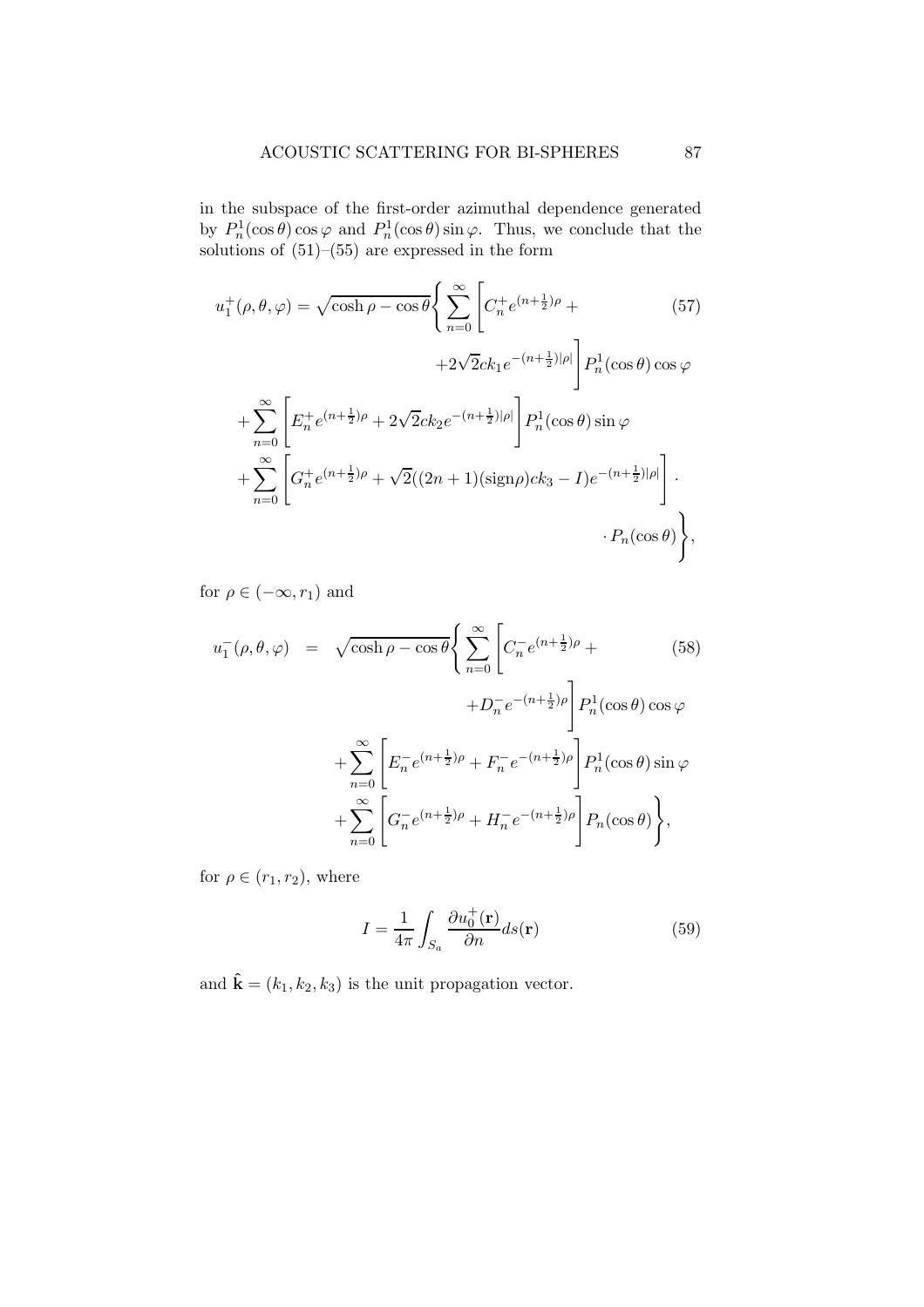in the subspace of the first-order azimuthal dependence generated by $P_n^1(\cos\theta)\cos\varphi$ and $P_n^1(\cos\theta)\sin\varphi$. Thus, we conclude that the solutions of (51)–(55) are expressed in the form

$$
\begin{aligned}
u_1^+(\rho,\theta,\varphi) = \sqrt{\cosh\rho-\cos\theta}\Bigg\{ &\sum_{n=0}^{\infty}\Bigg[C_n^+ e^{(n+\frac{1}{2})\rho} + \\
&+2\sqrt{2}ck_1 e^{-(n+\frac{1}{2})|\rho|}\Bigg] P_n^1(\cos\theta)\cos\varphi \\
&+\sum_{n=0}^{\infty}\Bigg[E_n^+ e^{(n+\frac{1}{2})\rho} + 2\sqrt{2}ck_2 e^{-(n+\frac{1}{2})|\rho|}\Bigg] P_n^1(\cos\theta)\sin\varphi \\
&+\sum_{n=0}^{\infty}\Bigg[G_n^+ e^{(n+\frac{1}{2})\rho} + \sqrt{2}((2n+1)(\mathrm{sign}\rho)ck_3 - I) e^{-(n+\frac{1}{2})|\rho|}\Bigg]\cdot \\
&\cdot P_n(\cos\theta)\Bigg\},
\end{aligned}
\tag{57}
$$

for $\rho\in(-\infty,r_1)$ and

$$
\begin{aligned}
u_1^-(\rho,\theta,\varphi) = \sqrt{\cosh\rho-\cos\theta}\Bigg\{ &\sum_{n=0}^{\infty}\Bigg[C_n^- e^{(n+\frac{1}{2})\rho} + \\
&+D_n^- e^{-(n+\frac{1}{2})\rho}\Bigg] P_n^1(\cos\theta)\cos\varphi \\
&+\sum_{n=0}^{\infty}\Bigg[E_n^- e^{(n+\frac{1}{2})\rho} + F_n^- e^{-(n+\frac{1}{2})\rho}\Bigg] P_n^1(\cos\theta)\sin\varphi \\
&+\sum_{n=0}^{\infty}\Bigg[G_n^- e^{(n+\frac{1}{2})\rho} + H_n^- e^{-(n+\frac{1}{2})\rho}\Bigg] P_n(\cos\theta)\Bigg\},
\end{aligned}
\tag{58}
$$

for $\rho\in(r_1,r_2)$, where

$$
I = \frac{1}{4\pi}\int_{S_a}\frac{\partial u_0^+(\mathbf{r})}{\partial n}ds(\mathbf{r})
\tag{59}
$$

and $\hat{\mathbf{k}}=(k_1,k_2,k_3)$ is the unit propagation vector.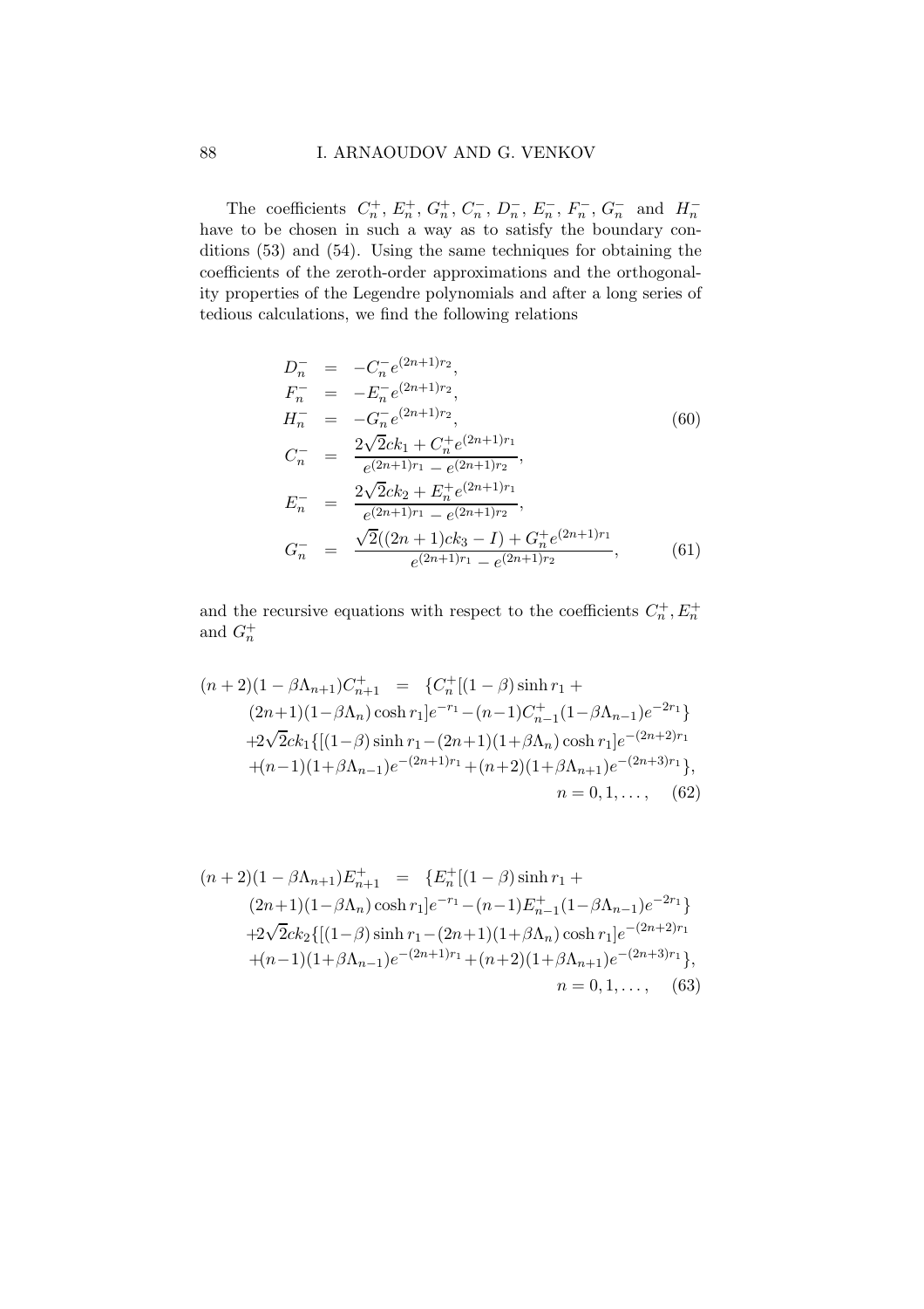The coefficients $C_n^+$, $E_n^+$, $G_n^+$, $C_n^-$, $D_n^-$, $E_n^-$, $F_n^-$, $G_n^-$ and $H_n^-$ have to be chosen in such a way as to satisfy the boundary conditions (53) and (54). Using the same techniques for obtaining the coefficients of the zeroth-order approximations and the orthogonality properties of the Legendre polynomials and after a long series of tedious calculations, we find the following relations

$$
\begin{aligned}
D_n^- &= -C_n^- e^{(2n+1)r_2}, \\
F_n^- &= -E_n^- e^{(2n+1)r_2}, \\
H_n^- &= -G_n^- e^{(2n+1)r_2}, \qquad (60) \\
C_n^- &= \frac{2\sqrt{2}ck_1 + C_n^+ e^{(2n+1)r_1}}{e^{(2n+1)r_1} - e^{(2n+1)r_2}}, \\
E_n^- &= \frac{2\sqrt{2}ck_2 + E_n^+ e^{(2n+1)r_1}}{e^{(2n+1)r_1} - e^{(2n+1)r_2}}, \\
G_n^- &= \frac{\sqrt{2}((2n+1)ck_3 - I) + G_n^+ e^{(2n+1)r_1}}{e^{(2n+1)r_1} - e^{(2n+1)r_2}}, \qquad (61)
\end{aligned}
$$

and the recursive equations with respect to the coefficients $C_n^+, E_n^+$ and $G_n^+$

$$
\begin{aligned}
(n+2)(1-\beta\Lambda_{n+1})C_{n+1}^+ &= \{C_n^+[(1-\beta)\sinh r_1 + \\
&\quad (2n+1)(1-\beta\Lambda_n)\cosh r_1]e^{-r_1} - (n-1)C_{n-1}^+(1-\beta\Lambda_{n-1})e^{-2r_1}\} \\
&\quad + 2\sqrt{2}ck_1\{[(1-\beta)\sinh r_1 - (2n+1)(1+\beta\Lambda_n)\cosh r_1]e^{-(2n+2)r_1} \\
&\quad + (n-1)(1+\beta\Lambda_{n-1})e^{-(2n+1)r_1} + (n+2)(1+\beta\Lambda_{n+1})e^{-(2n+3)r_1}\}, \\
&\qquad n = 0, 1, \dots, \qquad (62)
\end{aligned}
$$

$$
\begin{aligned}
(n+2)(1-\beta\Lambda_{n+1})E_{n+1}^+ &= \{E_n^+[(1-\beta)\sinh r_1 + \\
&\quad (2n+1)(1-\beta\Lambda_n)\cosh r_1]e^{-r_1} - (n-1)E_{n-1}^+(1-\beta\Lambda_{n-1})e^{-2r_1}\} \\
&\quad + 2\sqrt{2}ck_2\{[(1-\beta)\sinh r_1 - (2n+1)(1+\beta\Lambda_n)\cosh r_1]e^{-(2n+2)r_1} \\
&\quad + (n-1)(1+\beta\Lambda_{n-1})e^{-(2n+1)r_1} + (n+2)(1+\beta\Lambda_{n+1})e^{-(2n+3)r_1}\}, \\
&\qquad n = 0, 1, \dots, \qquad (63)
\end{aligned}
$$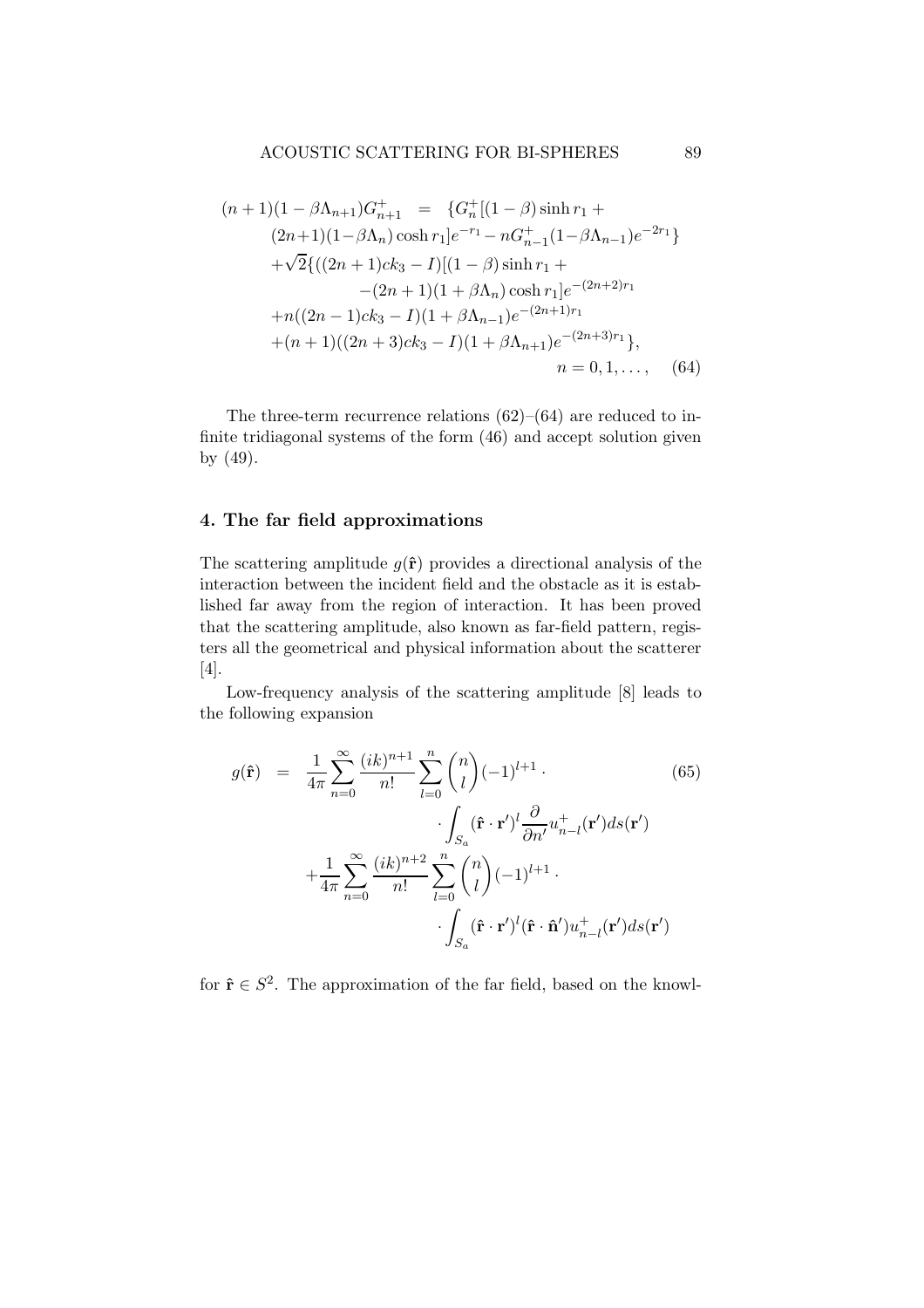$$
\begin{aligned}
(n+1)(1-\beta\Lambda_{n+1})G_{n+1}^{+} \quad = \quad & \{G_n^{+}[(1-\beta)\sinh r_1 + \\
& (2n+1)(1-\beta\Lambda_n)\cosh r_1]e^{-r_1} - nG_{n-1}^{+}(1-\beta\Lambda_{n-1})e^{-2r_1}\} \\
& +\sqrt{2}\{((2n+1)ck_3 - I)[(1-\beta)\sinh r_1 + \\
& \quad -(2n+1)(1+\beta\Lambda_n)\cosh r_1]e^{-(2n+2)r_1} \\
& +n((2n-1)ck_3 - I)(1+\beta\Lambda_{n-1})e^{-(2n+1)r_1} \\
& +(n+1)((2n+3)ck_3 - I)(1+\beta\Lambda_{n+1})e^{-(2n+3)r_1}\}, \\
& \qquad\qquad\qquad\qquad n = 0, 1, \ldots, \qquad (64)
\end{aligned}
$$

The three-term recurrence relations (62)–(64) are reduced to infinite tridiagonal systems of the form (46) and accept solution given by (49).

## 4. The far field approximations

The scattering amplitude $g(\hat{\mathbf{r}})$ provides a directional analysis of the interaction between the incident field and the obstacle as it is established far away from the region of interaction. It has been proved that the scattering amplitude, also known as far-field pattern, registers all the geometrical and physical information about the scatterer [4].

Low-frequency analysis of the scattering amplitude [8] leads to the following expansion

$$
\begin{aligned}
g(\hat{\mathbf{r}}) \quad = \quad & \frac{1}{4\pi}\sum_{n=0}^{\infty}\frac{(ik)^{n+1}}{n!}\sum_{l=0}^{n}\binom{n}{l}(-1)^{l+1} \cdot \qquad (65) \\
& \qquad \cdot \int_{S_a}(\hat{\mathbf{r}}\cdot\mathbf{r}')^{l}\frac{\partial}{\partial n'}u_{n-l}^{+}(\mathbf{r}')ds(\mathbf{r}') \\
& +\frac{1}{4\pi}\sum_{n=0}^{\infty}\frac{(ik)^{n+2}}{n!}\sum_{l=0}^{n}\binom{n}{l}(-1)^{l+1} \cdot \\
& \qquad \cdot \int_{S_a}(\hat{\mathbf{r}}\cdot\mathbf{r}')^{l}(\hat{\mathbf{r}}\cdot\hat{\mathbf{n}}')u_{n-l}^{+}(\mathbf{r}')ds(\mathbf{r}')
\end{aligned}
$$

for $\hat{\mathbf{r}} \in S^2$. The approximation of the far field, based on the knowl-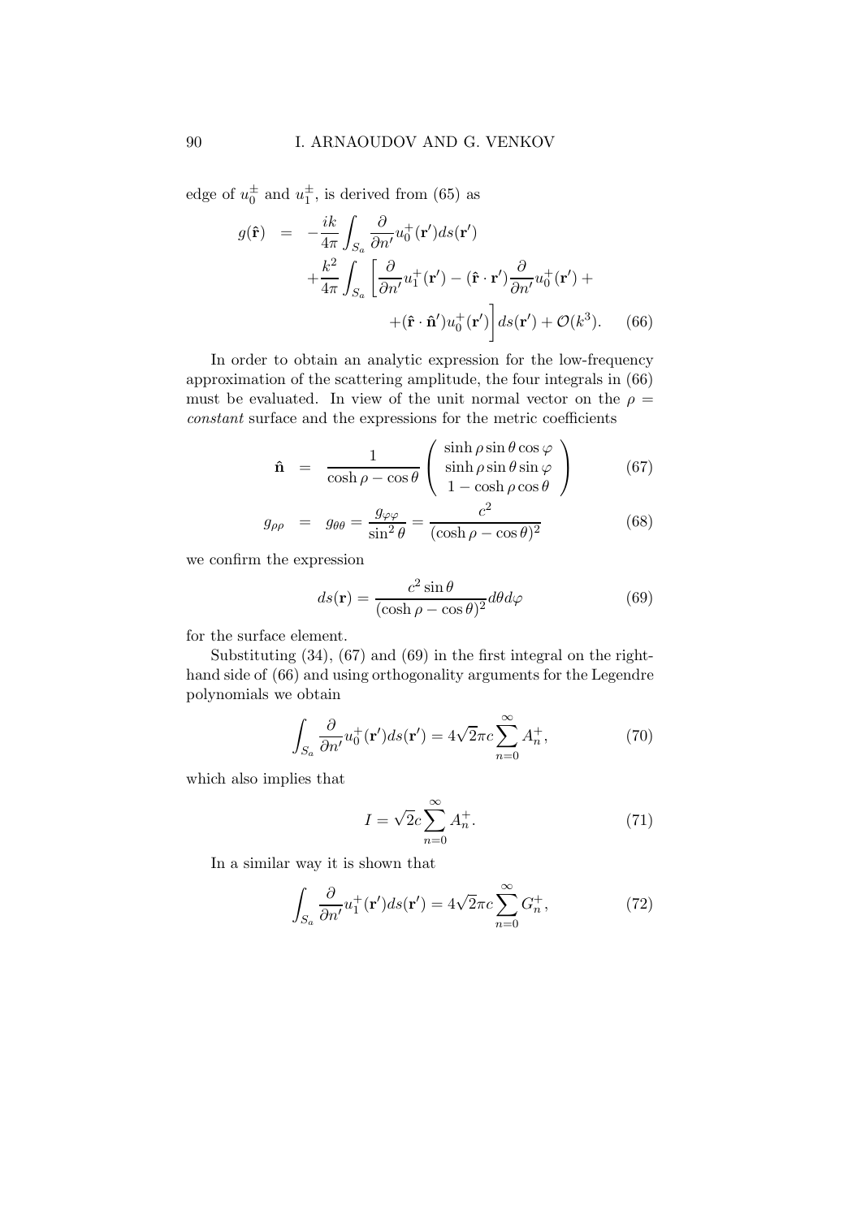edge of $u_0^\pm$ and $u_1^\pm$, is derived from (65) as

$$
\begin{aligned}
g(\hat{\mathbf{r}}) &= -\frac{ik}{4\pi}\int_{S_a}\frac{\partial}{\partial n'}u_0^+(\mathbf{r}')ds(\mathbf{r}') \\
&\quad +\frac{k^2}{4\pi}\int_{S_a}\left[\frac{\partial}{\partial n'}u_1^+(\mathbf{r}') - (\hat{\mathbf{r}}\cdot\mathbf{r}')\frac{\partial}{\partial n'}u_0^+(\mathbf{r}') + \right. \\
&\quad \left. +(\hat{\mathbf{r}}\cdot\hat{\mathbf{n}}')u_0^+(\mathbf{r}')\right]ds(\mathbf{r}') + \mathcal{O}(k^3). \qquad (66)
\end{aligned}
$$

In order to obtain an analytic expression for the low-frequency approximation of the scattering amplitude, the four integrals in (66) must be evaluated. In view of the unit normal vector on the $\rho =$ *constant* surface and the expressions for the metric coefficients

$$
\hat{\mathbf{n}} = \frac{1}{\cosh\rho - \cos\theta}\begin{pmatrix}\sinh\rho\sin\theta\cos\varphi \\ \sinh\rho\sin\theta\sin\varphi \\ 1-\cosh\rho\cos\theta\end{pmatrix} \qquad (67)
$$

$$
g_{\rho\rho} = g_{\theta\theta} = \frac{g_{\varphi\varphi}}{\sin^2\theta} = \frac{c^2}{(\cosh\rho - \cos\theta)^2} \qquad (68)
$$

we confirm the expression

$$
ds(\mathbf{r}) = \frac{c^2\sin\theta}{(\cosh\rho-\cos\theta)^2}d\theta d\varphi \qquad (69)
$$

for the surface element.

Substituting (34), (67) and (69) in the first integral on the right-hand side of (66) and using orthogonality arguments for the Legendre polynomials we obtain

$$
\int_{S_a}\frac{\partial}{\partial n'}u_0^+(\mathbf{r}')ds(\mathbf{r}') = 4\sqrt{2}\pi c\sum_{n=0}^{\infty}A_n^+, \qquad (70)
$$

which also implies that

$$
I = \sqrt{2}c\sum_{n=0}^{\infty}A_n^+. \qquad (71)
$$

In a similar way it is shown that

$$
\int_{S_a}\frac{\partial}{\partial n'}u_1^+(\mathbf{r}')ds(\mathbf{r}') = 4\sqrt{2}\pi c\sum_{n=0}^{\infty}G_n^+, \qquad (72)
$$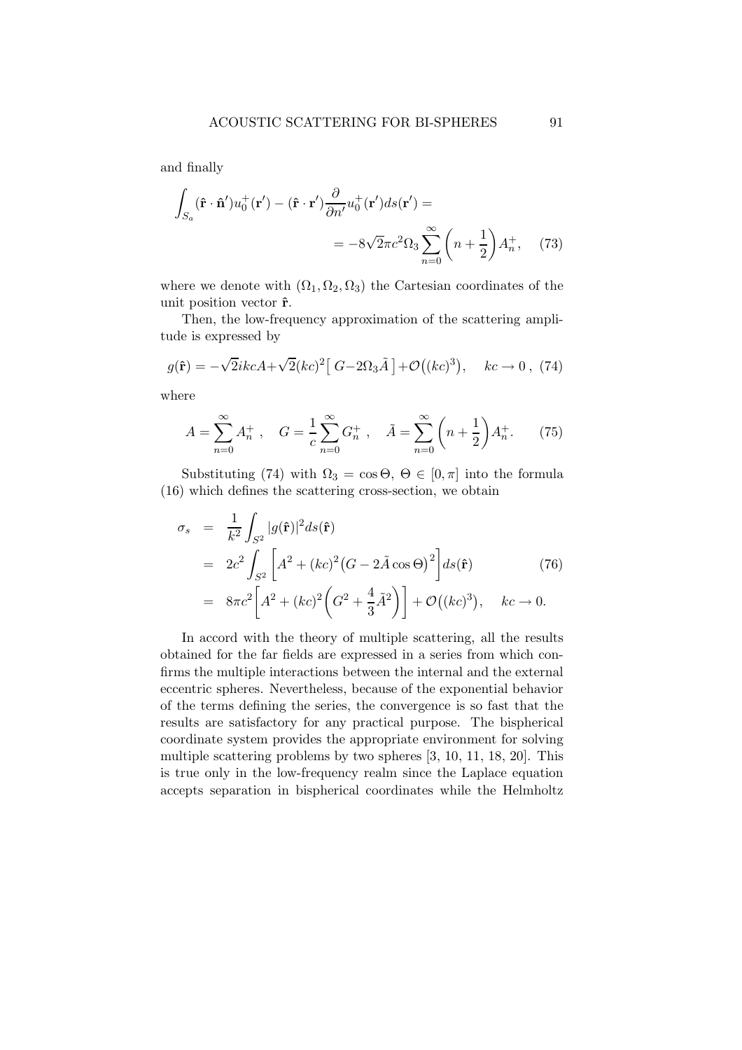and finally

$$\int_{S_a} (\hat{\mathbf{r}} \cdot \hat{\mathbf{n}}') u_0^+(\mathbf{r}') - (\hat{\mathbf{r}} \cdot \mathbf{r}') \frac{\partial}{\partial n'} u_0^+(\mathbf{r}') ds(\mathbf{r}') = \\ = -8\sqrt{2}\pi c^2 \Omega_3 \sum_{n=0}^{\infty} \left( n + \frac{1}{2} \right) A_n^+, \quad (73)$$

where we denote with $(\Omega_1, \Omega_2, \Omega_3)$ the Cartesian coordinates of the unit position vector $\hat{\mathbf{r}}$.

Then, the low-frequency approximation of the scattering amplitude is expressed by

$$g(\hat{\mathbf{r}}) = -\sqrt{2} ikcA + \sqrt{2}(kc)^2 \big[ G - 2\Omega_3 \tilde{A} \big] + \mathcal{O}\big((kc)^3\big), \quad kc \to 0 \,, \; (74)$$

where

$$A = \sum_{n=0}^{\infty} A_n^+ \,, \quad G = \frac{1}{c} \sum_{n=0}^{\infty} G_n^+ \,, \quad \tilde{A} = \sum_{n=0}^{\infty} \left( n + \frac{1}{2} \right) A_n^+. \quad (75)$$

Substituting (74) with $\Omega_3 = \cos\Theta$, $\Theta \in [0, \pi]$ into the formula (16) which defines the scattering cross-section, we obtain

$$\begin{aligned} \sigma_s &= \frac{1}{k^2} \int_{S^2} |g(\hat{\mathbf{r}})|^2 ds(\hat{\mathbf{r}}) \\ &= 2c^2 \int_{S^2} \left[ A^2 + (kc)^2 \big( G - 2\tilde{A}\cos\Theta \big)^2 \right] ds(\hat{\mathbf{r}}) \quad (76) \\ &= 8\pi c^2 \left[ A^2 + (kc)^2 \left( G^2 + \frac{4}{3}\tilde{A}^2 \right) \right] + \mathcal{O}\big((kc)^3\big), \quad kc \to 0. \end{aligned}$$

In accord with the theory of multiple scattering, all the results obtained for the far fields are expressed in a series from which confirms the multiple interactions between the internal and the external eccentric spheres. Nevertheless, because of the exponential behavior of the terms defining the series, the convergence is so fast that the results are satisfactory for any practical purpose. The bispherical coordinate system provides the appropriate environment for solving multiple scattering problems by two spheres [3, 10, 11, 18, 20]. This is true only in the low-frequency realm since the Laplace equation accepts separation in bispherical coordinates while the Helmholtz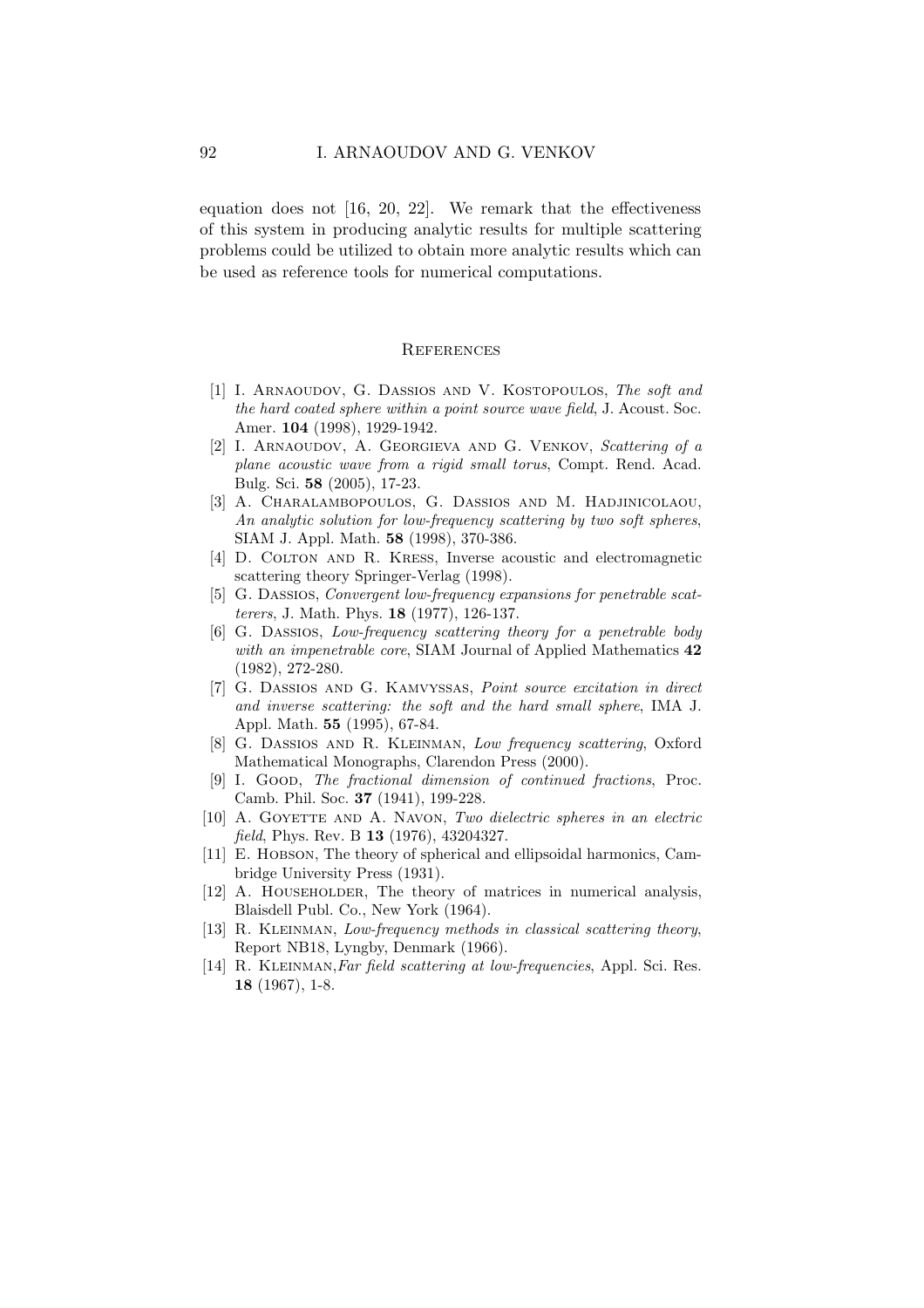equation does not [16, 20, 22]. We remark that the effectiveness of this system in producing analytic results for multiple scattering problems could be utilized to obtain more analytic results which can be used as reference tools for numerical computations.

## References

[1] I. Arnaoudov, G. Dassios and V. Kostopoulos, *The soft and the hard coated sphere within a point source wave field*, J. Acoust. Soc. Amer. **104** (1998), 1929-1942.

[2] I. Arnaoudov, A. Georgieva and G. Venkov, *Scattering of a plane acoustic wave from a rigid small torus*, Compt. Rend. Acad. Bulg. Sci. **58** (2005), 17-23.

[3] A. Charalambopoulos, G. Dassios and M. Hadjinicolaou, *An analytic solution for low-frequency scattering by two soft spheres*, SIAM J. Appl. Math. **58** (1998), 370-386.

[4] D. Colton and R. Kress, Inverse acoustic and electromagnetic scattering theory Springer-Verlag (1998).

[5] G. Dassios, *Convergent low-frequency expansions for penetrable scatterers*, J. Math. Phys. **18** (1977), 126-137.

[6] G. Dassios, *Low-frequency scattering theory for a penetrable body with an impenetrable core*, SIAM Journal of Applied Mathematics **42** (1982), 272-280.

[7] G. Dassios and G. Kamvyssas, *Point source excitation in direct and inverse scattering: the soft and the hard small sphere*, IMA J. Appl. Math. **55** (1995), 67-84.

[8] G. Dassios and R. Kleinman, *Low frequency scattering*, Oxford Mathematical Monographs, Clarendon Press (2000).

[9] I. Good, *The fractional dimension of continued fractions*, Proc. Camb. Phil. Soc. **37** (1941), 199-228.

[10] A. Goyette and A. Navon, *Two dielectric spheres in an electric field*, Phys. Rev. B **13** (1976), 43204327.

[11] E. Hobson, The theory of spherical and ellipsoidal harmonics, Cambridge University Press (1931).

[12] A. Householder, The theory of matrices in numerical analysis, Blaisdell Publ. Co., New York (1964).

[13] R. Kleinman, *Low-frequency methods in classical scattering theory*, Report NB18, Lyngby, Denmark (1966).

[14] R. Kleinman, *Far field scattering at low-frequencies*, Appl. Sci. Res. **18** (1967), 1-8.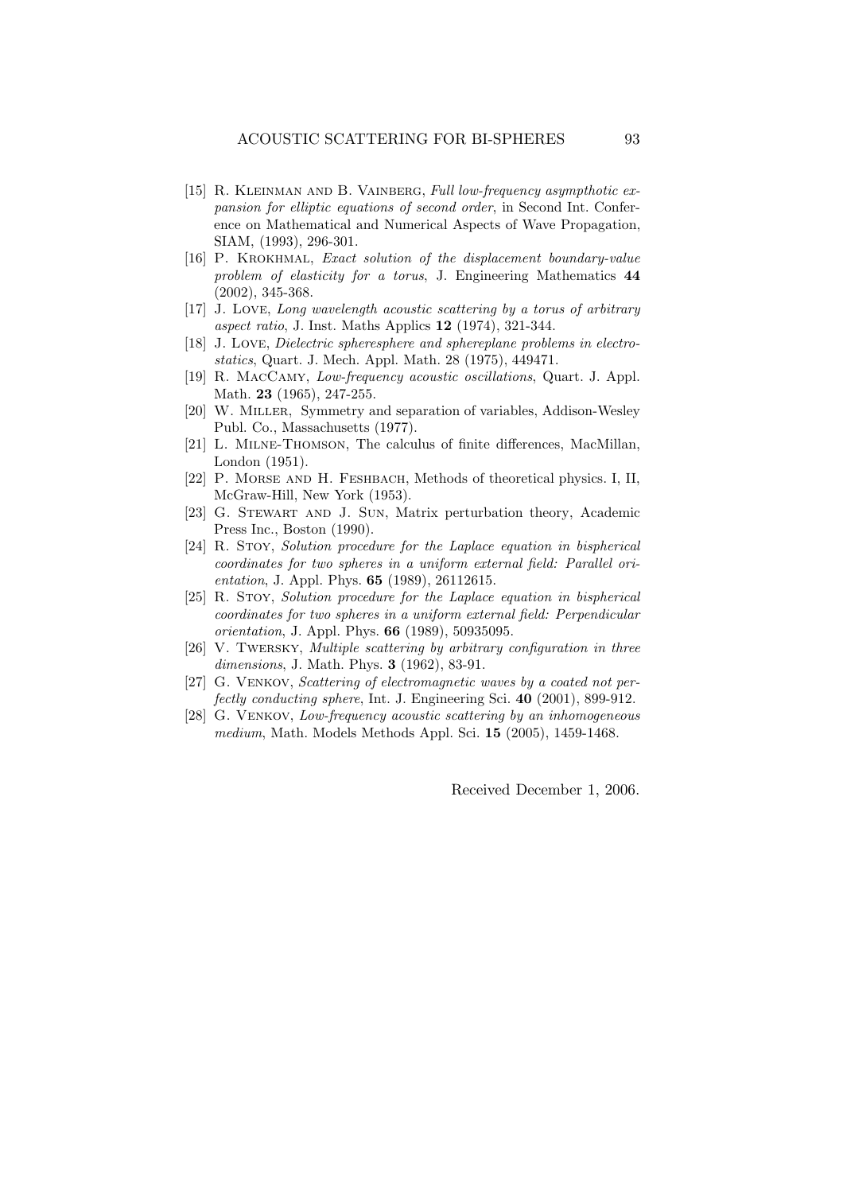[15] R. Kleinman and B. Vainberg, *Full low-frequency asympthotic expansion for elliptic equations of second order*, in Second Int. Conference on Mathematical and Numerical Aspects of Wave Propagation, SIAM, (1993), 296-301.

[16] P. Krokhmal, *Exact solution of the displacement boundary-value problem of elasticity for a torus*, J. Engineering Mathematics **44** (2002), 345-368.

[17] J. Love, *Long wavelength acoustic scattering by a torus of arbitrary aspect ratio*, J. Inst. Maths Applics **12** (1974), 321-344.

[18] J. Love, *Dielectric spheresphere and sphereplane problems in electrostatics*, Quart. J. Mech. Appl. Math. 28 (1975), 449471.

[19] R. MacCamy, *Low-frequency acoustic oscillations*, Quart. J. Appl. Math. **23** (1965), 247-255.

[20] W. Miller, Symmetry and separation of variables, Addison-Wesley Publ. Co., Massachusetts (1977).

[21] L. Milne-Thomson, The calculus of finite differences, MacMillan, London (1951).

[22] P. Morse and H. Feshbach, Methods of theoretical physics. I, II, McGraw-Hill, New York (1953).

[23] G. Stewart and J. Sun, Matrix perturbation theory, Academic Press Inc., Boston (1990).

[24] R. Stoy, *Solution procedure for the Laplace equation in bispherical coordinates for two spheres in a uniform external field: Parallel orientation*, J. Appl. Phys. **65** (1989), 26112615.

[25] R. Stoy, *Solution procedure for the Laplace equation in bispherical coordinates for two spheres in a uniform external field: Perpendicular orientation*, J. Appl. Phys. **66** (1989), 50935095.

[26] V. Twersky, *Multiple scattering by arbitrary configuration in three dimensions*, J. Math. Phys. **3** (1962), 83-91.

[27] G. Venkov, *Scattering of electromagnetic waves by a coated not perfectly conducting sphere*, Int. J. Engineering Sci. **40** (2001), 899-912.

[28] G. Venkov, *Low-frequency acoustic scattering by an inhomogeneous medium*, Math. Models Methods Appl. Sci. **15** (2005), 1459-1468.

Received December 1, 2006.